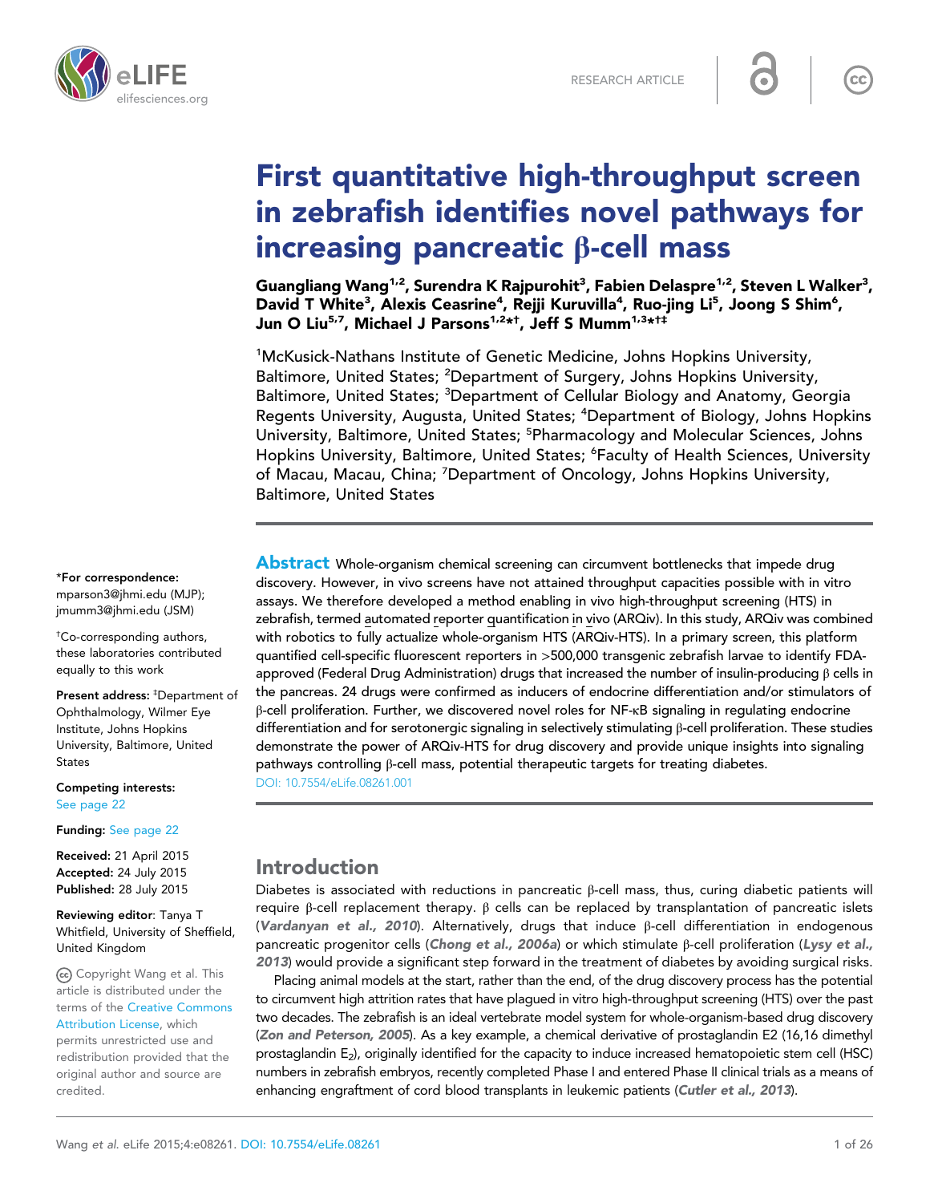RESEARCH ARTICLE

# First quantitative high-throughput screen in zebrafish identifies novel pathways for increasing pancreatic β-cell mass

**Guangliang Wang[1,2], Surendra K Rajpurohit[3], Fabien Delaspre[1,2], Steven L Walker[3], David T White[3], Alexis Ceasrine[4], Rejji Kuruvilla[4], Ruo-jing Li[5], Joong S Shim[6], Jun O Liu[5,7], Michael J Parsons[1,2]*†, Jeff S Mumm[1,3]*†‡**

[1]McKusick-Nathans Institute of Genetic Medicine, Johns Hopkins University, Baltimore, United States; [2]Department of Surgery, Johns Hopkins University, Baltimore, United States; [3]Department of Cellular Biology and Anatomy, Georgia Regents University, Augusta, United States; [4]Department of Biology, Johns Hopkins University, Baltimore, United States; [5]Pharmacology and Molecular Sciences, Johns Hopkins University, Baltimore, United States; [6]Faculty of Health Sciences, University of Macau, Macau, China; [7]Department of Oncology, Johns Hopkins University, Baltimore, United States

**Abstract** Whole-organism chemical screening can circumvent bottlenecks that impede drug discovery. However, in vivo screens have not attained throughput capacities possible with in vitro assays. We therefore developed a method enabling in vivo high-throughput screening (HTS) in zebrafish, termed automated reporter quantification in vivo (ARQiv). In this study, ARQiv was combined with robotics to fully actualize whole-organism HTS (ARQiv-HTS). In a primary screen, this platform quantified cell-specific fluorescent reporters in >500,000 transgenic zebrafish larvae to identify FDA-approved (Federal Drug Administration) drugs that increased the number of insulin-producing β cells in the pancreas. 24 drugs were confirmed as inducers of endocrine differentiation and/or stimulators of β-cell proliferation. Further, we discovered novel roles for NF-κB signaling in regulating endocrine differentiation and for serotonergic signaling in selectively stimulating β-cell proliferation. These studies demonstrate the power of ARQiv-HTS for drug discovery and provide unique insights into signaling pathways controlling β-cell mass, potential therapeutic targets for treating diabetes.

DOI: 10.7554/eLife.08261.001

*For correspondence: mparson3@jhmi.edu (MJP); jmumm3@jhmi.edu (JSM)

†Co-corresponding authors, these laboratories contributed equally to this work

Present address: ‡Department of Ophthalmology, Wilmer Eye Institute, Johns Hopkins University, Baltimore, United States

**Competing interests:** See page 22

**Funding:** See page 22

**Received:** 21 April 2015
**Accepted:** 24 July 2015
**Published:** 28 July 2015

**Reviewing editor:** Tanya T Whitfield, University of Sheffield, United Kingdom

Copyright Wang et al. This article is distributed under the terms of the Creative Commons Attribution License, which permits unrestricted use and redistribution provided that the original author and source are credited.

## Introduction

Diabetes is associated with reductions in pancreatic β-cell mass, thus, curing diabetic patients will require β-cell replacement therapy. β cells can be replaced by transplantation of pancreatic islets (*Vardanyan et al., 2010*). Alternatively, drugs that induce β-cell differentiation in endogenous pancreatic progenitor cells (*Chong et al., 2006a*) or which stimulate β-cell proliferation (*Lysy et al., 2013*) would provide a significant step forward in the treatment of diabetes by avoiding surgical risks.

Placing animal models at the start, rather than the end, of the drug discovery process has the potential to circumvent high attrition rates that have plagued in vitro high-throughput screening (HTS) over the past two decades. The zebrafish is an ideal vertebrate model system for whole-organism-based drug discovery (*Zon and Peterson, 2005*). As a key example, a chemical derivative of prostaglandin E2 (16,16 dimethyl prostaglandin $E_2$), originally identified for the capacity to induce increased hematopoietic stem cell (HSC) numbers in zebrafish embryos, recently completed Phase I and entered Phase II clinical trials as a means of enhancing engraftment of cord blood transplants in leukemic patients (*Cutler et al., 2013*).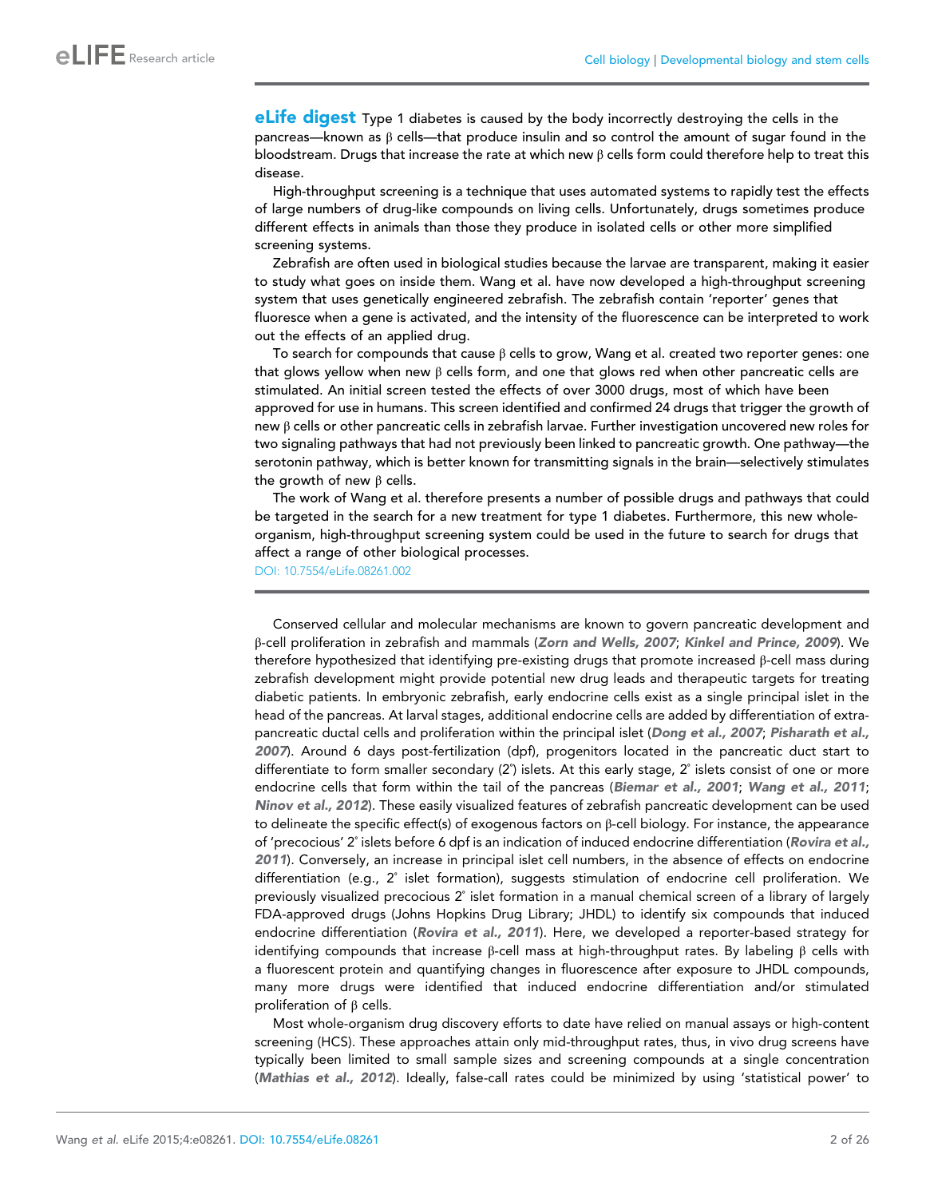**eLife digest** Type 1 diabetes is caused by the body incorrectly destroying the cells in the pancreas—known as β cells—that produce insulin and so control the amount of sugar found in the bloodstream. Drugs that increase the rate at which new β cells form could therefore help to treat this disease.

High-throughput screening is a technique that uses automated systems to rapidly test the effects of large numbers of drug-like compounds on living cells. Unfortunately, drugs sometimes produce different effects in animals than those they produce in isolated cells or other more simplified screening systems.

Zebrafish are often used in biological studies because the larvae are transparent, making it easier to study what goes on inside them. Wang et al. have now developed a high-throughput screening system that uses genetically engineered zebrafish. The zebrafish contain 'reporter' genes that fluoresce when a gene is activated, and the intensity of the fluorescence can be interpreted to work out the effects of an applied drug.

To search for compounds that cause β cells to grow, Wang et al. created two reporter genes: one that glows yellow when new β cells form, and one that glows red when other pancreatic cells are stimulated. An initial screen tested the effects of over 3000 drugs, most of which have been approved for use in humans. This screen identified and confirmed 24 drugs that trigger the growth of new β cells or other pancreatic cells in zebrafish larvae. Further investigation uncovered new roles for two signaling pathways that had not previously been linked to pancreatic growth. One pathway—the serotonin pathway, which is better known for transmitting signals in the brain—selectively stimulates the growth of new β cells.

The work of Wang et al. therefore presents a number of possible drugs and pathways that could be targeted in the search for a new treatment for type 1 diabetes. Furthermore, this new whole-organism, high-throughput screening system could be used in the future to search for drugs that affect a range of other biological processes.

DOI: 10.7554/eLife.08261.002

Conserved cellular and molecular mechanisms are known to govern pancreatic development and β-cell proliferation in zebrafish and mammals (*Zorn and Wells, 2007*; *Kinkel and Prince, 2009*). We therefore hypothesized that identifying pre-existing drugs that promote increased β-cell mass during zebrafish development might provide potential new drug leads and therapeutic targets for treating diabetic patients. In embryonic zebrafish, early endocrine cells exist as a single principal islet in the head of the pancreas. At larval stages, additional endocrine cells are added by differentiation of extra-pancreatic ductal cells and proliferation within the principal islet (*Dong et al., 2007*; *Pisharath et al., 2007*). Around 6 days post-fertilization (dpf), progenitors located in the pancreatic duct start to differentiate to form smaller secondary (2°) islets. At this early stage, 2° islets consist of one or more endocrine cells that form within the tail of the pancreas (*Biemar et al., 2001*; *Wang et al., 2011*; *Ninov et al., 2012*). These easily visualized features of zebrafish pancreatic development can be used to delineate the specific effect(s) of exogenous factors on β-cell biology. For instance, the appearance of 'precocious' 2° islets before 6 dpf is an indication of induced endocrine differentiation (*Rovira et al., 2011*). Conversely, an increase in principal islet cell numbers, in the absence of effects on endocrine differentiation (e.g., 2° islet formation), suggests stimulation of endocrine cell proliferation. We previously visualized precocious 2° islet formation in a manual chemical screen of a library of largely FDA-approved drugs (Johns Hopkins Drug Library; JHDL) to identify six compounds that induced endocrine differentiation (*Rovira et al., 2011*). Here, we developed a reporter-based strategy for identifying compounds that increase β-cell mass at high-throughput rates. By labeling β cells with a fluorescent protein and quantifying changes in fluorescence after exposure to JHDL compounds, many more drugs were identified that induced endocrine differentiation and/or stimulated proliferation of β cells.

Most whole-organism drug discovery efforts to date have relied on manual assays or high-content screening (HCS). These approaches attain only mid-throughput rates, thus, in vivo drug screens have typically been limited to small sample sizes and screening compounds at a single concentration (*Mathias et al., 2012*). Ideally, false-call rates could be minimized by using 'statistical power' to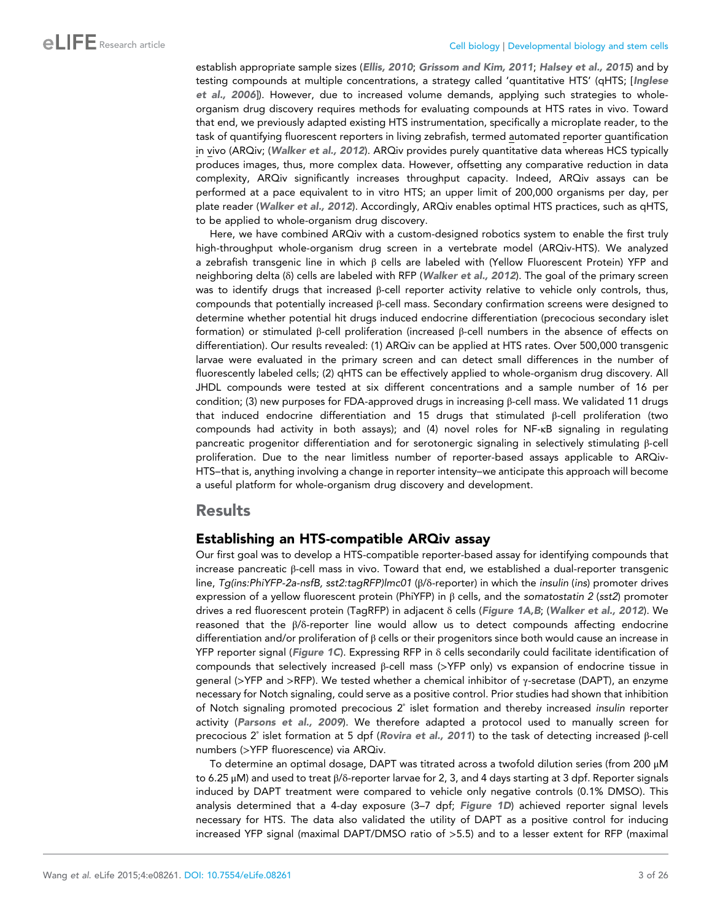establish appropriate sample sizes (*Ellis, 2010*; *Grissom and Kim, 2011*; *Halsey et al., 2015*) and by testing compounds at multiple concentrations, a strategy called 'quantitative HTS' (qHTS; [*Inglese et al., 2006*]). However, due to increased volume demands, applying such strategies to whole-organism drug discovery requires methods for evaluating compounds at HTS rates in vivo. Toward that end, we previously adapted existing HTS instrumentation, specifically a microplate reader, to the task of quantifying fluorescent reporters in living zebrafish, termed automated reporter quantification in vivo (ARQiv; (*Walker et al., 2012*). ARQiv provides purely quantitative data whereas HCS typically produces images, thus, more complex data. However, offsetting any comparative reduction in data complexity, ARQiv significantly increases throughput capacity. Indeed, ARQiv assays can be performed at a pace equivalent to in vitro HTS; an upper limit of 200,000 organisms per day, per plate reader (*Walker et al., 2012*). Accordingly, ARQiv enables optimal HTS practices, such as qHTS, to be applied to whole-organism drug discovery.

Here, we have combined ARQiv with a custom-designed robotics system to enable the first truly high-throughput whole-organism drug screen in a vertebrate model (ARQiv-HTS). We analyzed a zebrafish transgenic line in which β cells are labeled with (Yellow Fluorescent Protein) YFP and neighboring delta (δ) cells are labeled with RFP (*Walker et al., 2012*). The goal of the primary screen was to identify drugs that increased β-cell reporter activity relative to vehicle only controls, thus, compounds that potentially increased β-cell mass. Secondary confirmation screens were designed to determine whether potential hit drugs induced endocrine differentiation (precocious secondary islet formation) or stimulated β-cell proliferation (increased β-cell numbers in the absence of effects on differentiation). Our results revealed: (1) ARQiv can be applied at HTS rates. Over 500,000 transgenic larvae were evaluated in the primary screen and can detect small differences in the number of fluorescently labeled cells; (2) qHTS can be effectively applied to whole-organism drug discovery. All JHDL compounds were tested at six different concentrations and a sample number of 16 per condition; (3) new purposes for FDA-approved drugs in increasing β-cell mass. We validated 11 drugs that induced endocrine differentiation and 15 drugs that stimulated β-cell proliferation (two compounds had activity in both assays); and (4) novel roles for NF-κB signaling in regulating pancreatic progenitor differentiation and for serotonergic signaling in selectively stimulating β-cell proliferation. Due to the near limitless number of reporter-based assays applicable to ARQiv-HTS—that is, anything involving a change in reporter intensity—we anticipate this approach will become a useful platform for whole-organism drug discovery and development.

## Results

### Establishing an HTS-compatible ARQiv assay

Our first goal was to develop a HTS-compatible reporter-based assay for identifying compounds that increase pancreatic β-cell mass in vivo. Toward that end, we established a dual-reporter transgenic line, *Tg(ins:PhiYFP-2a-nsfB, sst2:tagRFP)lmc01* (β/δ-reporter) in which the *insulin* (*ins*) promoter drives expression of a yellow fluorescent protein (PhiYFP) in β cells, and the *somatostatin 2* (*sst2*) promoter drives a red fluorescent protein (TagRFP) in adjacent δ cells (*Figure 1A,B*; (*Walker et al., 2012*). We reasoned that the β/δ-reporter line would allow us to detect compounds affecting endocrine differentiation and/or proliferation of β cells or their progenitors since both would cause an increase in YFP reporter signal (*Figure 1C*). Expressing RFP in δ cells secondarily could facilitate identification of compounds that selectively increased β-cell mass (>YFP only) vs expansion of endocrine tissue in general (>YFP and >RFP). We tested whether a chemical inhibitor of γ-secretase (DAPT), an enzyme necessary for Notch signaling, could serve as a positive control. Prior studies had shown that inhibition of Notch signaling promoted precocious 2° islet formation and thereby increased *insulin* reporter activity (*Parsons et al., 2009*). We therefore adapted a protocol used to manually screen for precocious 2° islet formation at 5 dpf (*Rovira et al., 2011*) to the task of detecting increased β-cell numbers (>YFP fluorescence) via ARQiv.

To determine an optimal dosage, DAPT was titrated across a twofold dilution series (from 200 μM to 6.25 μM) and used to treat β/δ-reporter larvae for 2, 3, and 4 days starting at 3 dpf. Reporter signals induced by DAPT treatment were compared to vehicle only negative controls (0.1% DMSO). This analysis determined that a 4-day exposure (3–7 dpf; *Figure 1D*) achieved reporter signal levels necessary for HTS. The data also validated the utility of DAPT as a positive control for inducing increased YFP signal (maximal DAPT/DMSO ratio of >5.5) and to a lesser extent for RFP (maximal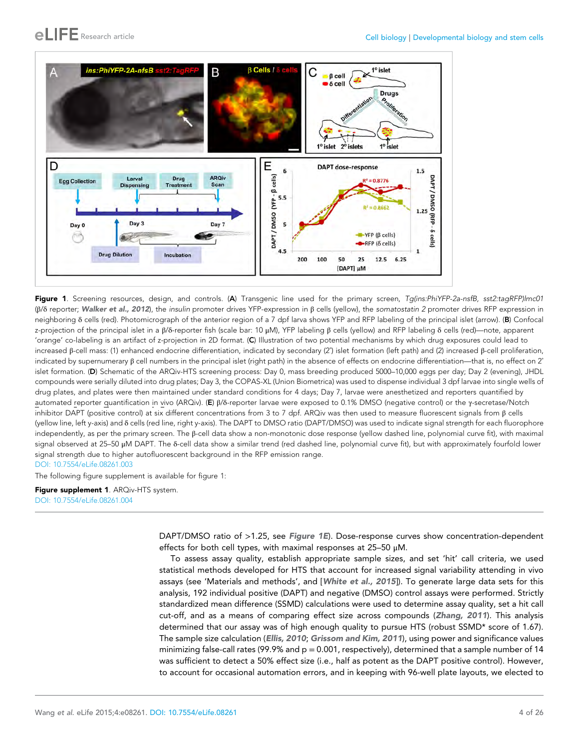**Figure 1**. Screening resources, design, and controls. (**A**) Transgenic line used for the primary screen, *Tg(ins:PhiYFP-2a-nsfB, sst2:tagRFP)lmc01* (β/δ reporter; ***Walker et al., 2012***), the *insulin* promoter drives YFP-expression in β cells (yellow), the *somatostatin 2* promoter drives RFP expression in neighboring δ cells (red). Photomicrograph of the anterior region of a 7 dpf larva shows YFP and RFP labeling of the principal islet (arrow). (**B**) Confocal z-projection of the principal islet in a β/δ-reporter fish (scale bar: 10 µM), YFP labeling β cells (yellow) and RFP labeling δ cells (red)—note, apparent 'orange' co-labeling is an artifact of z-projection in 2D format. (**C**) Illustration of two potential mechanisms by which drug exposures could lead to increased β-cell mass: (1) enhanced endocrine differentiation, indicated by secondary (2°) islet formation (left path) and (2) increased β-cell proliferation, indicated by supernumerary β cell numbers in the principal islet (right path) in the absence of effects on endocrine differentiation—that is, no effect on 2° islet formation. (**D**) Schematic of the ARQiv-HTS screening process: Day 0, mass breeding produced 5000–10,000 eggs per day; Day 2 (evening), JHDL compounds were serially diluted into drug plates; Day 3, the COPAS-XL (Union Biometrica) was used to dispense individual 3 dpf larvae into single wells of drug plates, and plates were then maintained under standard conditions for 4 days; Day 7, larvae were anesthetized and reporters quantified by automated reporter quantification in vivo (ARQiv). (**E**) β/δ-reporter larvae were exposed to 0.1% DMSO (negative control) or the γ-secretase/Notch inhibitor DAPT (positive control) at six different concentrations from 3 to 7 dpf. ARQiv was then used to measure fluorescent signals from β cells (yellow line, left y-axis) and δ cells (red line, right y-axis). The DAPT to DMSO ratio (DAPT/DMSO) was used to indicate signal strength for each fluorophore independently, as per the primary screen. The β-cell data show a non-monotonic dose response (yellow dashed line, polynomial curve fit), with maximal signal observed at 25–50 µM DAPT. The δ-cell data show a similar trend (red dashed line, polynomial curve fit), but with approximately fourfold lower signal strength due to higher autofluorescent background in the RFP emission range.

DOI: 10.7554/eLife.08261.003

The following figure supplement is available for figure 1:

**Figure supplement 1**. ARQiv-HTS system.

DOI: 10.7554/eLife.08261.004

DAPT/DMSO ratio of >1.25, see ***Figure 1E***). Dose-response curves show concentration-dependent effects for both cell types, with maximal responses at 25–50 µM.

To assess assay quality, establish appropriate sample sizes, and set 'hit' call criteria, we used statistical methods developed for HTS that account for increased signal variability attending in vivo assays (see 'Materials and methods', and [***White et al., 2015***]). To generate large data sets for this analysis, 192 individual positive (DAPT) and negative (DMSO) control assays were performed. Strictly standardized mean difference (SSMD) calculations were used to determine assay quality, set a hit call cut-off, and as a means of comparing effect size across compounds (***Zhang, 2011***). This analysis determined that our assay was of high enough quality to pursue HTS (robust SSMD* score of 1.67). The sample size calculation (***Ellis, 2010***; ***Grissom and Kim, 2011***), using power and significance values minimizing false-call rates (99.9% and $p = 0.001$, respectively), determined that a sample number of 14 was sufficient to detect a 50% effect size (i.e., half as potent as the DAPT positive control). However, to account for occasional automation errors, and in keeping with 96-well plate layouts, we elected to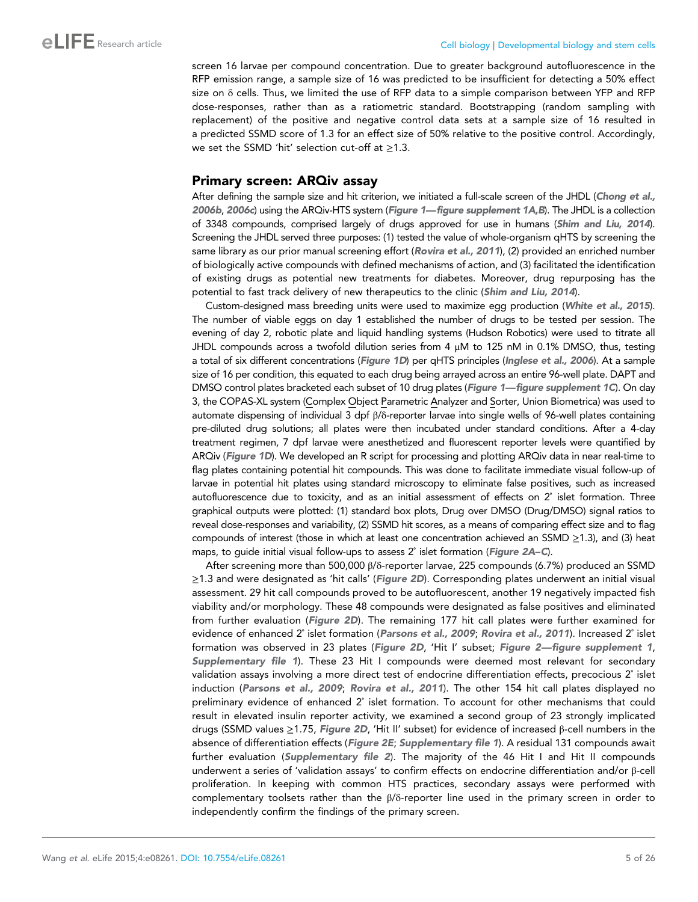screen 16 larvae per compound concentration. Due to greater background autofluorescence in the RFP emission range, a sample size of 16 was predicted to be insufficient for detecting a 50% effect size on δ cells. Thus, we limited the use of RFP data to a simple comparison between YFP and RFP dose-responses, rather than as a ratiometric standard. Bootstrapping (random sampling with replacement) of the positive and negative control data sets at a sample size of 16 resulted in a predicted SSMD score of 1.3 for an effect size of 50% relative to the positive control. Accordingly, we set the SSMD 'hit' selection cut-off at ≥1.3.

## Primary screen: ARQiv assay

After defining the sample size and hit criterion, we initiated a full-scale screen of the JHDL (*Chong et al., 2006b*, *2006c*) using the ARQiv-HTS system (*Figure 1—figure supplement 1A,B*). The JHDL is a collection of 3348 compounds, comprised largely of drugs approved for use in humans (*Shim and Liu, 2014*). Screening the JHDL served three purposes: (1) tested the value of whole-organism qHTS by screening the same library as our prior manual screening effort (*Rovira et al., 2011*), (2) provided an enriched number of biologically active compounds with defined mechanisms of action, and (3) facilitated the identification of existing drugs as potential new treatments for diabetes. Moreover, drug repurposing has the potential to fast track delivery of new therapeutics to the clinic (*Shim and Liu, 2014*).

Custom-designed mass breeding units were used to maximize egg production (*White et al., 2015*). The number of viable eggs on day 1 established the number of drugs to be tested per session. The evening of day 2, robotic plate and liquid handling systems (Hudson Robotics) were used to titrate all JHDL compounds across a twofold dilution series from 4 μM to 125 nM in 0.1% DMSO, thus, testing a total of six different concentrations (*Figure 1D*) per qHTS principles (*Inglese et al., 2006*). At a sample size of 16 per condition, this equated to each drug being arrayed across an entire 96-well plate. DAPT and DMSO control plates bracketed each subset of 10 drug plates (*Figure 1—figure supplement 1C*). On day 3, the COPAS-XL system (Complex Object Parametric Analyzer and Sorter, Union Biometrica) was used to automate dispensing of individual 3 dpf β/δ-reporter larvae into single wells of 96-well plates containing pre-diluted drug solutions; all plates were then incubated under standard conditions. After a 4-day treatment regimen, 7 dpf larvae were anesthetized and fluorescent reporter levels were quantified by ARQiv (*Figure 1D*). We developed an R script for processing and plotting ARQiv data in near real-time to flag plates containing potential hit compounds. This was done to facilitate immediate visual follow-up of larvae in potential hit plates using standard microscopy to eliminate false positives, such as increased autofluorescence due to toxicity, and as an initial assessment of effects on 2˚ islet formation. Three graphical outputs were plotted: (1) standard box plots, Drug over DMSO (Drug/DMSO) signal ratios to reveal dose-responses and variability, (2) SSMD hit scores, as a means of comparing effect size and to flag compounds of interest (those in which at least one concentration achieved an SSMD ≥1.3), and (3) heat maps, to guide initial visual follow-ups to assess 2˚ islet formation (*Figure 2A–C*).

After screening more than 500,000 β/δ-reporter larvae, 225 compounds (6.7%) produced an SSMD ≥1.3 and were designated as 'hit calls' (*Figure 2D*). Corresponding plates underwent an initial visual assessment. 29 hit call compounds proved to be autofluorescent, another 19 negatively impacted fish viability and/or morphology. These 48 compounds were designated as false positives and eliminated from further evaluation (*Figure 2D*). The remaining 177 hit call plates were further examined for evidence of enhanced 2˚ islet formation (*Parsons et al., 2009*; *Rovira et al., 2011*). Increased 2˚ islet formation was observed in 23 plates (*Figure 2D*, 'Hit I' subset; *Figure 2—figure supplement 1*, *Supplementary file 1*). These 23 Hit I compounds were deemed most relevant for secondary validation assays involving a more direct test of endocrine differentiation effects, precocious 2˚ islet induction (*Parsons et al., 2009*; *Rovira et al., 2011*). The other 154 hit call plates displayed no preliminary evidence of enhanced 2˚ islet formation. To account for other mechanisms that could result in elevated insulin reporter activity, we examined a second group of 23 strongly implicated drugs (SSMD values ≥1.75, *Figure 2D*, 'Hit II' subset) for evidence of increased β-cell numbers in the absence of differentiation effects (*Figure 2E*; *Supplementary file 1*). A residual 131 compounds await further evaluation (*Supplementary file 2*). The majority of the 46 Hit I and Hit II compounds underwent a series of 'validation assays' to confirm effects on endocrine differentiation and/or β-cell proliferation. In keeping with common HTS practices, secondary assays were performed with complementary toolsets rather than the β/δ-reporter line used in the primary screen in order to independently confirm the findings of the primary screen.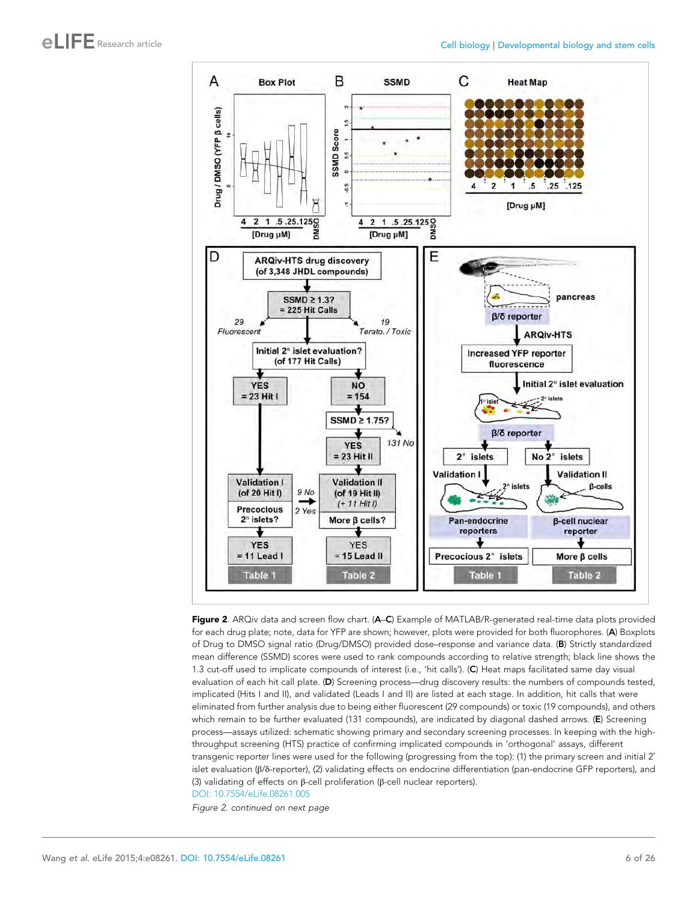**Figure 2**. ARQiv data and screen flow chart. (**A**–**C**) Example of MATLAB/R-generated real-time data plots provided for each drug plate; note, data for YFP are shown; however, plots were provided for both fluorophores. (**A**) Boxplots of Drug to DMSO signal ratio (Drug/DMSO) provided dose–response and variance data. (**B**) Strictly standardized mean difference (SSMD) scores were used to rank compounds according to relative strength; black line shows the 1.3 cut-off used to implicate compounds of interest (i.e., 'hit calls'). (**C**) Heat maps facilitated same day visual evaluation of each hit call plate. (**D**) Screening process—drug discovery results: the numbers of compounds tested, implicated (Hits I and II), and validated (Leads I and II) are listed at each stage. In addition, hit calls that were eliminated from further analysis due to being either fluorescent (29 compounds) or toxic (19 compounds), and others which remain to be further evaluated (131 compounds), are indicated by diagonal dashed arrows. (**E**) Screening process—assays utilized: schematic showing primary and secondary screening processes. In keeping with the high-throughput screening (HTS) practice of confirming implicated compounds in 'orthogonal' assays, different transgenic reporter lines were used for the following (progressing from the top): (1) the primary screen and initial 2° islet evaluation (β/δ-reporter), (2) validating effects on endocrine differentiation (pan-endocrine GFP reporters), and (3) validating of effects on β-cell proliferation (β-cell nuclear reporters).

DOI: 10.7554/eLife.08261.005

*Figure 2. continued on next page*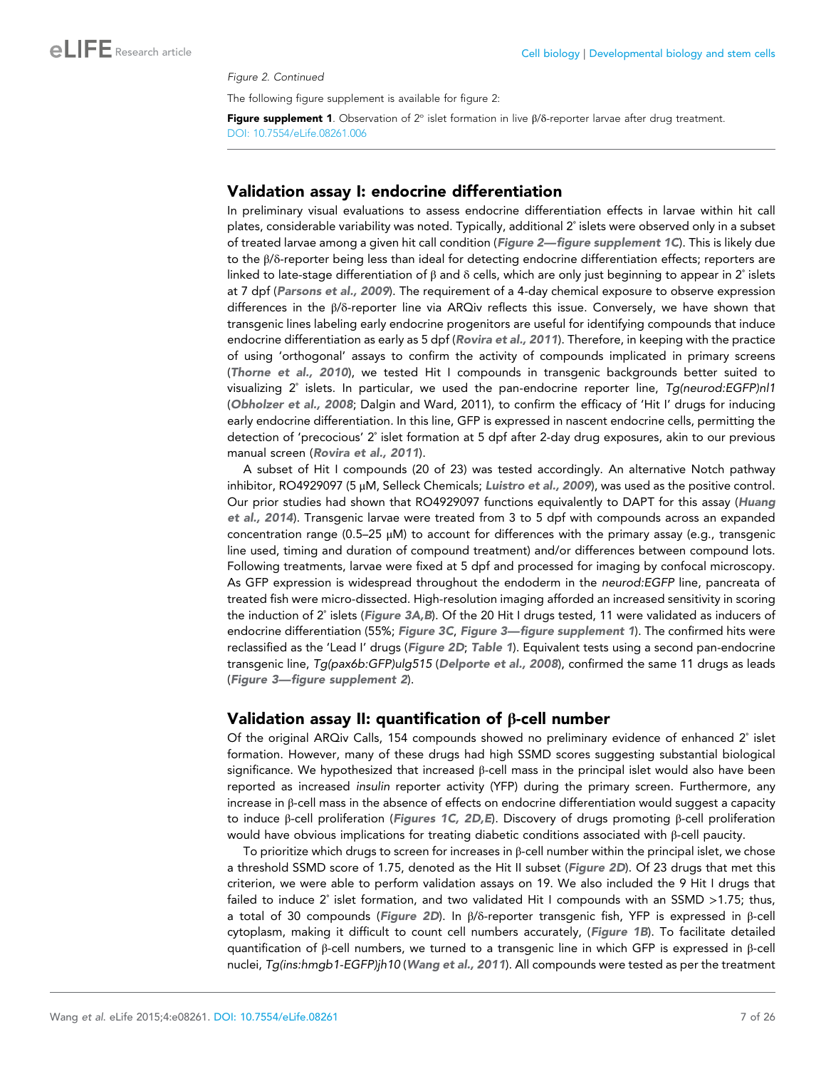*Figure 2. Continued*

The following figure supplement is available for figure 2:

**Figure supplement 1**. Observation of 2° islet formation in live β/δ-reporter larvae after drug treatment.
DOI: 10.7554/eLife.08261.006

## Validation assay I: endocrine differentiation

In preliminary visual evaluations to assess endocrine differentiation effects in larvae within hit call plates, considerable variability was noted. Typically, additional 2° islets were observed only in a subset of treated larvae among a given hit call condition (***Figure 2—figure supplement 1C***). This is likely due to the β/δ-reporter being less than ideal for detecting endocrine differentiation effects; reporters are linked to late-stage differentiation of β and δ cells, which are only just beginning to appear in 2° islets at 7 dpf (***Parsons et al., 2009***). The requirement of a 4-day chemical exposure to observe expression differences in the β/δ-reporter line via ARQiv reflects this issue. Conversely, we have shown that transgenic lines labeling early endocrine progenitors are useful for identifying compounds that induce endocrine differentiation as early as 5 dpf (***Rovira et al., 2011***). Therefore, in keeping with the practice of using 'orthogonal' assays to confirm the activity of compounds implicated in primary screens (***Thorne et al., 2010***), we tested Hit I compounds in transgenic backgrounds better suited to visualizing 2° islets. In particular, we used the pan-endocrine reporter line, *Tg(neurod:EGFP)nl1* (***Obholzer et al., 2008***; Dalgin and Ward, 2011), to confirm the efficacy of 'Hit I' drugs for inducing early endocrine differentiation. In this line, GFP is expressed in nascent endocrine cells, permitting the detection of 'precocious' 2° islet formation at 5 dpf after 2-day drug exposures, akin to our previous manual screen (***Rovira et al., 2011***).

A subset of Hit I compounds (20 of 23) was tested accordingly. An alternative Notch pathway inhibitor, RO4929097 (5 μM, Selleck Chemicals; ***Luistro et al., 2009***), was used as the positive control. Our prior studies had shown that RO4929097 functions equivalently to DAPT for this assay (***Huang et al., 2014***). Transgenic larvae were treated from 3 to 5 dpf with compounds across an expanded concentration range (0.5–25 μM) to account for differences with the primary assay (e.g., transgenic line used, timing and duration of compound treatment) and/or differences between compound lots. Following treatments, larvae were fixed at 5 dpf and processed for imaging by confocal microscopy. As GFP expression is widespread throughout the endoderm in the *neurod:EGFP* line, pancreata of treated fish were micro-dissected. High-resolution imaging afforded an increased sensitivity in scoring the induction of 2° islets (***Figure 3A,B***). Of the 20 Hit I drugs tested, 11 were validated as inducers of endocrine differentiation (55%; ***Figure 3C***, ***Figure 3—figure supplement 1***). The confirmed hits were reclassified as the 'Lead I' drugs (***Figure 2D***; ***Table 1***). Equivalent tests using a second pan-endocrine transgenic line, *Tg(pax6b:GFP)ulg515* (***Delporte et al., 2008***), confirmed the same 11 drugs as leads (***Figure 3—figure supplement 2***).

## Validation assay II: quantification of β-cell number

Of the original ARQiv Calls, 154 compounds showed no preliminary evidence of enhanced 2° islet formation. However, many of these drugs had high SSMD scores suggesting substantial biological significance. We hypothesized that increased β-cell mass in the principal islet would also have been reported as increased *insulin* reporter activity (YFP) during the primary screen. Furthermore, any increase in β-cell mass in the absence of effects on endocrine differentiation would suggest a capacity to induce β-cell proliferation (***Figures 1C, 2D,E***). Discovery of drugs promoting β-cell proliferation would have obvious implications for treating diabetic conditions associated with β-cell paucity.

To prioritize which drugs to screen for increases in β-cell number within the principal islet, we chose a threshold SSMD score of 1.75, denoted as the Hit II subset (***Figure 2D***). Of 23 drugs that met this criterion, we were able to perform validation assays on 19. We also included the 9 Hit I drugs that failed to induce 2° islet formation, and two validated Hit I compounds with an SSMD >1.75; thus, a total of 30 compounds (***Figure 2D***). In β/δ-reporter transgenic fish, YFP is expressed in β-cell cytoplasm, making it difficult to count cell numbers accurately, (***Figure 1B***). To facilitate detailed quantification of β-cell numbers, we turned to a transgenic line in which GFP is expressed in β-cell nuclei, *Tg(ins:hmgb1-EGFP)jh10* (***Wang et al., 2011***). All compounds were tested as per the treatment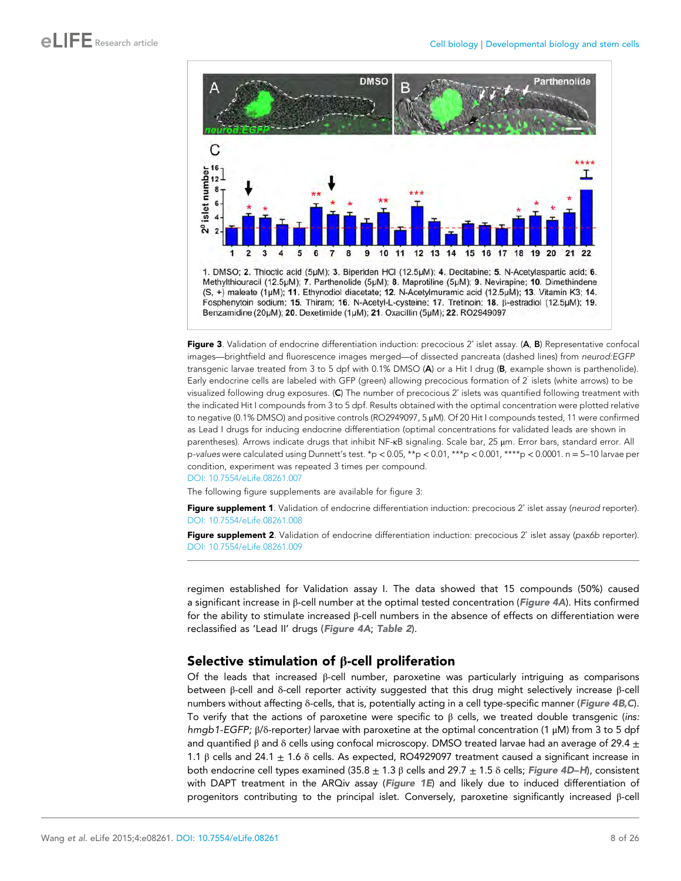**Figure 3**. Validation of endocrine differentiation induction: precocious 2° islet assay. (**A**, **B**) Representative confocal images—brightfield and fluorescence images merged—of dissected pancreata (dashed lines) from *neurod:EGFP* transgenic larvae treated from 3 to 5 dpf with 0.1% DMSO (**A**) or a Hit I drug (**B**, example shown is parthenolide). Early endocrine cells are labeled with GFP (green) allowing precocious formation of 2° islets (white arrows) to be visualized following drug exposures. (**C**) The number of precocious 2° islets was quantified following treatment with the indicated Hit I compounds from 3 to 5 dpf. Results obtained with the optimal concentration were plotted relative to negative (0.1% DMSO) and positive controls (RO2949097, 5 μM). Of 20 Hit I compounds tested, 11 were confirmed as Lead I drugs for inducing endocrine differentiation (optimal concentrations for validated leads are shown in parentheses). Arrows indicate drugs that inhibit NF-κB signaling. Scale bar, 25 μm. Error bars, standard error. All *p-values* were calculated using Dunnett's test. *p < 0.05, **p < 0.01, ***p < 0.001, ****p < 0.0001. n = 5–10 larvae per condition, experiment was repeated 3 times per compound.

1. DMSO; 2. Thioctic acid (5μM); 3. Biperiden HCl (12.5μM); 4. Decitabine; 5. N-Acetylaspartic acid; 6. Methylthiouracil (12.5μM); 7. Parthenolide (5μM); 8. Maprotiline (5μM); 9. Nevirapine; 10. Dimethindene (S, +) maleate (1μM); 11. Ethynodiol diacetate; 12. N-Acetylmuramic acid (12.5μM); 13. Vitamin K3; 14. Fosphenytoin sodium; 15. Thiram; 16. N-Acetyl-L-cysteine; 17. Tretinoin; 18. β-estradiol (12.5μM); 19. Benzamidine (20μM); 20. Dexetimide (1μM); 21. Oxacillin (5μM); 22. RO2949097

DOI: 10.7554/eLife.08261.007

The following figure supplements are available for figure 3:

**Figure supplement 1**. Validation of endocrine differentiation induction: precocious 2° islet assay (*neurod* reporter).
DOI: 10.7554/eLife.08261.008

**Figure supplement 2**. Validation of endocrine differentiation induction: precocious 2° islet assay (*pax6b* reporter).
DOI: 10.7554/eLife.08261.009

regimen established for Validation assay I. The data showed that 15 compounds (50%) caused a significant increase in β-cell number at the optimal tested concentration (*Figure 4A*). Hits confirmed for the ability to stimulate increased β-cell numbers in the absence of effects on differentiation were reclassified as 'Lead II' drugs (*Figure 4A*; *Table 2*).

## Selective stimulation of β-cell proliferation

Of the leads that increased β-cell number, paroxetine was particularly intriguing as comparisons between β-cell and δ-cell reporter activity suggested that this drug might selectively increase β-cell numbers without affecting δ-cells, that is, potentially acting in a cell type-specific manner (*Figure 4B,C*). To verify that the actions of paroxetine were specific to β cells, we treated double transgenic (*ins:hmgb1-EGFP;* β/δ-reporter) larvae with paroxetine at the optimal concentration (1 μM) from 3 to 5 dpf and quantified β and δ cells using confocal microscopy. DMSO treated larvae had an average of 29.4 ± 1.1 β cells and 24.1 ± 1.6 δ cells. As expected, RO4929097 treatment caused a significant increase in both endocrine cell types examined (35.8 ± 1.3 β cells and 29.7 ± 1.5 δ cells; *Figure 4D–H*), consistent with DAPT treatment in the ARQiv assay (*Figure 1E*) and likely due to induced differentiation of progenitors contributing to the principal islet. Conversely, paroxetine significantly increased β-cell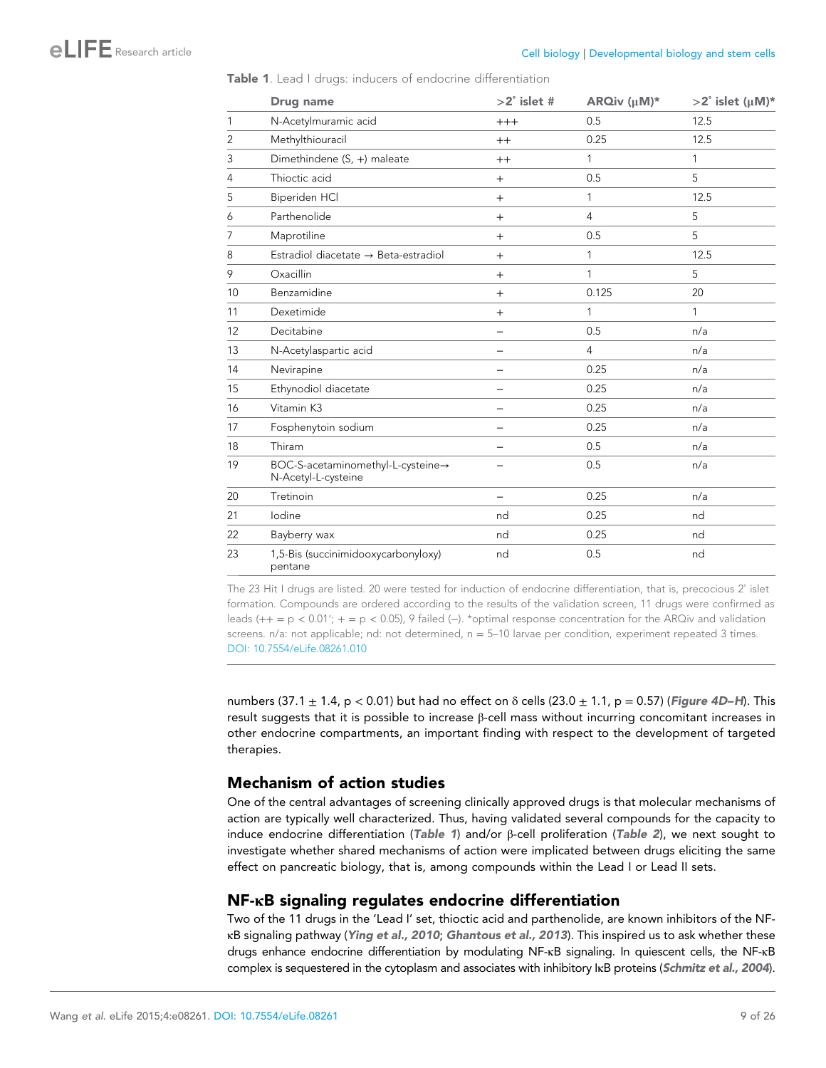**Table 1**. Lead I drugs: inducers of endocrine differentiation

| | Drug name | >2° islet # | ARQiv (μM)* | >2° islet (μM)* |
|---|---|---|---|---|
| 1 | N-Acetylmuramic acid | +++ | 0.5 | 12.5 |
| 2 | Methylthiouracil | ++ | 0.25 | 12.5 |
| 3 | Dimethindene (S, +) maleate | ++ | 1 | 1 |
| 4 | Thioctic acid | + | 0.5 | 5 |
| 5 | Biperiden HCl | + | 1 | 12.5 |
| 6 | Parthenolide | + | 4 | 5 |
| 7 | Maprotiline | + | 0.5 | 5 |
| 8 | Estradiol diacetate → Beta-estradiol | + | 1 | 12.5 |
| 9 | Oxacillin | + | 1 | 5 |
| 10 | Benzamidine | + | 0.125 | 20 |
| 11 | Dexetimide | + | 1 | 1 |
| 12 | Decitabine | – | 0.5 | n/a |
| 13 | N-Acetylaspartic acid | – | 4 | n/a |
| 14 | Nevirapine | – | 0.25 | n/a |
| 15 | Ethynodiol diacetate | – | 0.25 | n/a |
| 16 | Vitamin K3 | – | 0.25 | n/a |
| 17 | Fosphenytoin sodium | – | 0.25 | n/a |
| 18 | Thiram | – | 0.5 | n/a |
| 19 | BOC-S-acetaminomethyl-L-cysteine→ N-Acetyl-L-cysteine | – | 0.5 | n/a |
| 20 | Tretinoin | – | 0.25 | n/a |
| 21 | Iodine | nd | 0.25 | nd |
| 22 | Bayberry wax | nd | 0.25 | nd |
| 23 | 1,5-Bis (succinimidooxycarbonyloxy) pentane | nd | 0.5 | nd |

The 23 Hit I drugs are listed. 20 were tested for induction of endocrine differentiation, that is, precocious 2° islet formation. Compounds are ordered according to the results of the validation screen, 11 drugs were confirmed as leads (++ = $p < 0.01$'; + = $p < 0.05$), 9 failed (–). *optimal response concentration for the ARQiv and validation screens. n/a: not applicable; nd: not determined, n = 5–10 larvae per condition, experiment repeated 3 times.
DOI: 10.7554/eLife.08261.010

numbers (37.1 ± 1.4, $p < 0.01$) but had no effect on δ cells (23.0 ± 1.1, $p = 0.57$) (*Figure 4D–H*). This result suggests that it is possible to increase β-cell mass without incurring concomitant increases in other endocrine compartments, an important finding with respect to the development of targeted therapies.

## Mechanism of action studies

One of the central advantages of screening clinically approved drugs is that molecular mechanisms of action are typically well characterized. Thus, having validated several compounds for the capacity to induce endocrine differentiation (*Table 1*) and/or β-cell proliferation (*Table 2*), we next sought to investigate whether shared mechanisms of action were implicated between drugs eliciting the same effect on pancreatic biology, that is, among compounds within the Lead I or Lead II sets.

## NF-κB signaling regulates endocrine differentiation

Two of the 11 drugs in the 'Lead I' set, thioctic acid and parthenolide, are known inhibitors of the NF-κB signaling pathway (*Ying et al., 2010*; *Ghantous et al., 2013*). This inspired us to ask whether these drugs enhance endocrine differentiation by modulating NF-κB signaling. In quiescent cells, the NF-κB complex is sequestered in the cytoplasm and associates with inhibitory IκB proteins (*Schmitz et al., 2004*).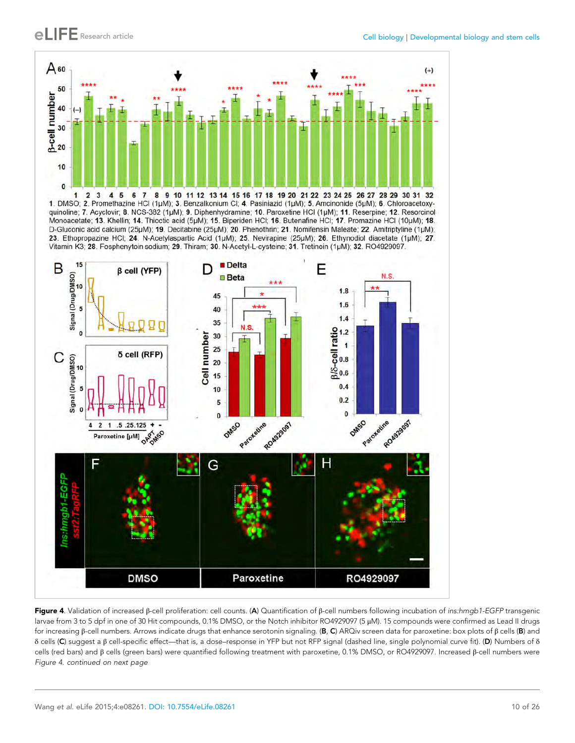**Figure 4.** Validation of increased β-cell proliferation: cell counts. (**A**) Quantification of β-cell numbers following incubation of *ins:hmgb1-EGFP* transgenic larvae from 3 to 5 dpf in one of 30 Hit compounds, 0.1% DMSO, or the Notch inhibitor RO4929097 (5 μM). 15 compounds were confirmed as Lead II drugs for increasing β-cell numbers. Arrows indicate drugs that enhance serotonin signaling. (**B**, **C**) ARQiv screen data for paroxetine: box plots of β cells (**B**) and δ cells (**C**) suggest a β cell-specific effect—that is, a dose–response in YFP but not RFP signal (dashed line, single polynomial curve fit). (**D**) Numbers of δ cells (red bars) and β cells (green bars) were quantified following treatment with paroxetine, 0.1% DMSO, or RO4929097. Increased β-cell numbers were *Figure 4. continued on next page*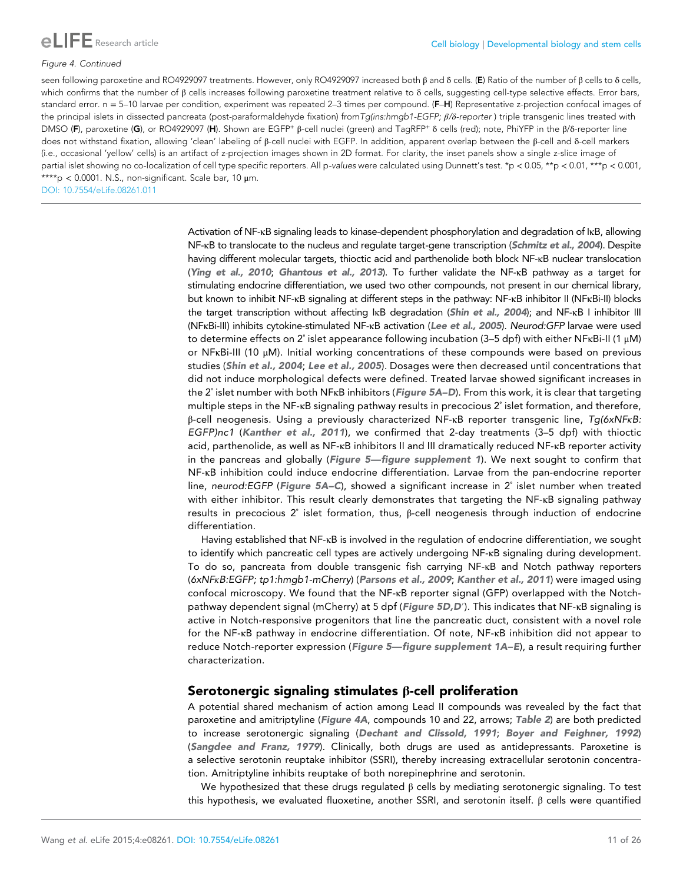*Figure 4. Continued*

seen following paroxetine and RO4929097 treatments. However, only RO4929097 increased both β and δ cells. (**E**) Ratio of the number of β cells to δ cells, which confirms that the number of β cells increases following paroxetine treatment relative to δ cells, suggesting cell-type selective effects. Error bars, standard error. n = 5–10 larvae per condition, experiment was repeated 2–3 times per compound. (**F**–**H**) Representative z-projection confocal images of the principal islets in dissected pancreata (post-paraformaldehyde fixation) from *Tg(ins:hmgb1-EGFP; β/δ-reporter* ) triple transgenic lines treated with DMSO (**F**), paroxetine (**G**), or RO4929097 (**H**). Shown are EGFP+ β-cell nuclei (green) and TagRFP+ δ cells (red); note, PhiYFP in the β/δ-reporter line does not withstand fixation, allowing 'clean' labeling of β-cell nuclei with EGFP. In addition, apparent overlap between the β-cell and δ-cell markers (i.e., occasional 'yellow' cells) is an artifact of z-projection images shown in 2D format. For clarity, the inset panels show a single z-slice image of partial islet showing no co-localization of cell type specific reporters. All p-*values* were calculated using Dunnett's test. *p < 0.05, **p < 0.01, ***p < 0.001, ****p < 0.0001. N.S., non-significant. Scale bar, 10 μm.

DOI: 10.7554/eLife.08261.011

Activation of NF-κB signaling leads to kinase-dependent phosphorylation and degradation of IκB, allowing NF-κB to translocate to the nucleus and regulate target-gene transcription (*Schmitz et al., 2004*). Despite having different molecular targets, thioctic acid and parthenolide both block NF-κB nuclear translocation (*Ying et al., 2010*; *Ghantous et al., 2013*). To further validate the NF-κB pathway as a target for stimulating endocrine differentiation, we used two other compounds, not present in our chemical library, but known to inhibit NF-κB signaling at different steps in the pathway: NF-κB inhibitor II (NFκBi-II) blocks the target transcription without affecting IκB degradation (*Shin et al., 2004*); and NF-κB I inhibitor III (NFκBi-III) inhibits cytokine-stimulated NF-κB activation (*Lee et al., 2005*). *Neurod:GFP* larvae were used to determine effects on 2° islet appearance following incubation (3–5 dpf) with either NFκBi-II (1 μM) or NFκBi-III (10 μM). Initial working concentrations of these compounds were based on previous studies (*Shin et al., 2004*; *Lee et al., 2005*). Dosages were then decreased until concentrations that did not induce morphological defects were defined. Treated larvae showed significant increases in the 2° islet number with both NFκB inhibitors (*Figure 5A–D*). From this work, it is clear that targeting multiple steps in the NF-κB signaling pathway results in precocious 2° islet formation, and therefore, β-cell neogenesis. Using a previously characterized NF-κB reporter transgenic line, *Tg(6xNFκB:EGFP)nc1* (*Kanther et al., 2011*), we confirmed that 2-day treatments (3–5 dpf) with thioctic acid, parthenolide, as well as NF-κB inhibitors II and III dramatically reduced NF-κB reporter activity in the pancreas and globally (*Figure 5—figure supplement 1*). We next sought to confirm that NF-κB inhibition could induce endocrine differentiation. Larvae from the pan-endocrine reporter line, *neurod:EGFP* (*Figure 5A–C*), showed a significant increase in 2° islet number when treated with either inhibitor. This result clearly demonstrates that targeting the NF-κB signaling pathway results in precocious 2° islet formation, thus, β-cell neogenesis through induction of endocrine differentiation.

Having established that NF-κB is involved in the regulation of endocrine differentiation, we sought to identify which pancreatic cell types are actively undergoing NF-κB signaling during development. To do so, pancreata from double transgenic fish carrying NF-κB and Notch pathway reporters (*6xNFκB:EGFP; tp1:hmgb1-mCherry*) (*Parsons et al., 2009*; *Kanther et al., 2011*) were imaged using confocal microscopy. We found that the NF-κB reporter signal (GFP) overlapped with the Notch-pathway dependent signal (mCherry) at 5 dpf (*Figure 5D,D′*). This indicates that NF-κB signaling is active in Notch-responsive progenitors that line the pancreatic duct, consistent with a novel role for the NF-κB pathway in endocrine differentiation. Of note, NF-κB inhibition did not appear to reduce Notch-reporter expression (*Figure 5—figure supplement 1A–E*), a result requiring further characterization.

## Serotonergic signaling stimulates β-cell proliferation

A potential shared mechanism of action among Lead II compounds was revealed by the fact that paroxetine and amitriptyline (*Figure 4A*, compounds 10 and 22, arrows; *Table 2*) are both predicted to increase serotonergic signaling (*Dechant and Clissold, 1991*; *Boyer and Feighner, 1992*) (*Sangdee and Franz, 1979*). Clinically, both drugs are used as antidepressants. Paroxetine is a selective serotonin reuptake inhibitor (SSRI), thereby increasing extracellular serotonin concentration. Amitriptyline inhibits reuptake of both norepinephrine and serotonin.

We hypothesized that these drugs regulated β cells by mediating serotonergic signaling. To test this hypothesis, we evaluated fluoxetine, another SSRI, and serotonin itself. β cells were quantified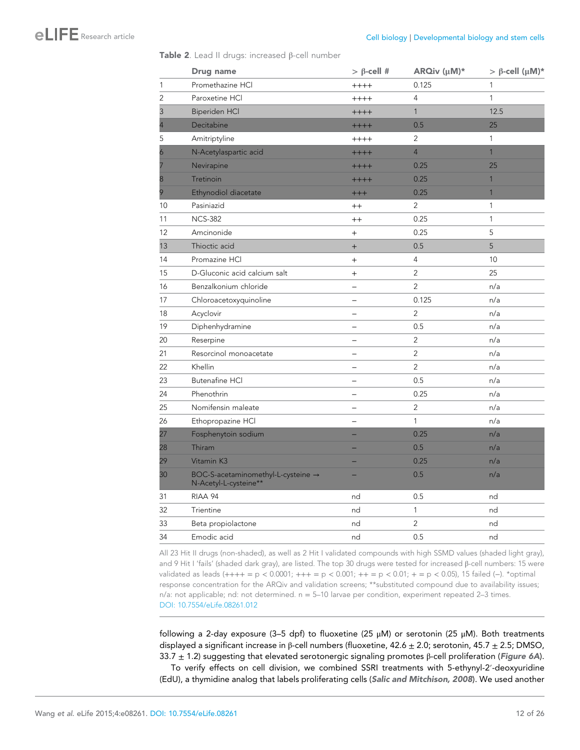**Table 2.** Lead II drugs: increased β-cell number

| | Drug name | > β-cell # | ARQiv (μM)* | > β-cell (μM)* |
|---|---|---|---|---|
| 1 | Promethazine HCl | ++++ | 0.125 | 1 |
| 2 | Paroxetine HCl | ++++ | 4 | 1 |
| 3 | Biperiden HCl | ++++ | 1 | 12.5 |
| 4 | Decitabine | ++++ | 0.5 | 25 |
| 5 | Amitriptyline | ++++ | 2 | 1 |
| 6 | N-Acetylaspartic acid | ++++ | 4 | 1 |
| 7 | Nevirapine | ++++ | 0.25 | 25 |
| 8 | Tretinoin | ++++ | 0.25 | 1 |
| 9 | Ethynodiol diacetate | +++ | 0.25 | 1 |
| 10 | Pasiniazid | ++ | 2 | 1 |
| 11 | NCS-382 | ++ | 0.25 | 1 |
| 12 | Amcinonide | + | 0.25 | 5 |
| 13 | Thioctic acid | + | 0.5 | 5 |
| 14 | Promazine HCl | + | 4 | 10 |
| 15 | D-Gluconic acid calcium salt | + | 2 | 25 |
| 16 | Benzalkonium chloride | – | 2 | n/a |
| 17 | Chloroacetoxyquinoline | – | 0.125 | n/a |
| 18 | Acyclovir | – | 2 | n/a |
| 19 | Diphenhydramine | – | 0.5 | n/a |
| 20 | Reserpine | – | 2 | n/a |
| 21 | Resorcinol monoacetate | – | 2 | n/a |
| 22 | Khellin | – | 2 | n/a |
| 23 | Butenafine HCl | – | 0.5 | n/a |
| 24 | Phenothrin | – | 0.25 | n/a |
| 25 | Nomifensin maleate | – | 2 | n/a |
| 26 | Ethopropazine HCl | – | 1 | n/a |
| 27 | Fosphenytoin sodium | – | 0.25 | n/a |
| 28 | Thiram | – | 0.5 | n/a |
| 29 | Vitamin K3 | – | 0.25 | n/a |
| 30 | BOC-S-acetaminomethyl-L-cysteine → N-Acetyl-L-cysteine** | – | 0.5 | n/a |
| 31 | RIAA 94 | nd | 0.5 | nd |
| 32 | Trientine | nd | 1 | nd |
| 33 | Beta propiolactone | nd | 2 | nd |
| 34 | Emodic acid | nd | 0.5 | nd |

All 23 Hit II drugs (non-shaded), as well as 2 Hit I validated compounds with high SSMD values (shaded light gray), and 9 Hit I 'fails' (shaded dark gray), are listed. The top 30 drugs were tested for increased β-cell numbers: 15 were validated as leads (++++ = $p < 0.0001$; +++ = $p < 0.001$; ++ = $p < 0.01$; + = $p < 0.05$), 15 failed (–). *optimal response concentration for the ARQiv and validation screens; **substituted compound due to availability issues; n/a: not applicable; nd: not determined. n = 5–10 larvae per condition, experiment repeated 2–3 times.
DOI: 10.7554/eLife.08261.012

following a 2-day exposure (3–5 dpf) to fluoxetine (25 μM) or serotonin (25 μM). Both treatments displayed a significant increase in β-cell numbers (fluoxetine, 42.6 ± 2.0; serotonin, 45.7 ± 2.5; DMSO, 33.7 ± 1.2) suggesting that elevated serotonergic signaling promotes β-cell proliferation (***Figure 6A***).

To verify effects on cell division, we combined SSRI treatments with 5-ethynyl-2′-deoxyuridine (EdU), a thymidine analog that labels proliferating cells (***Salic and Mitchison, 2008***). We used another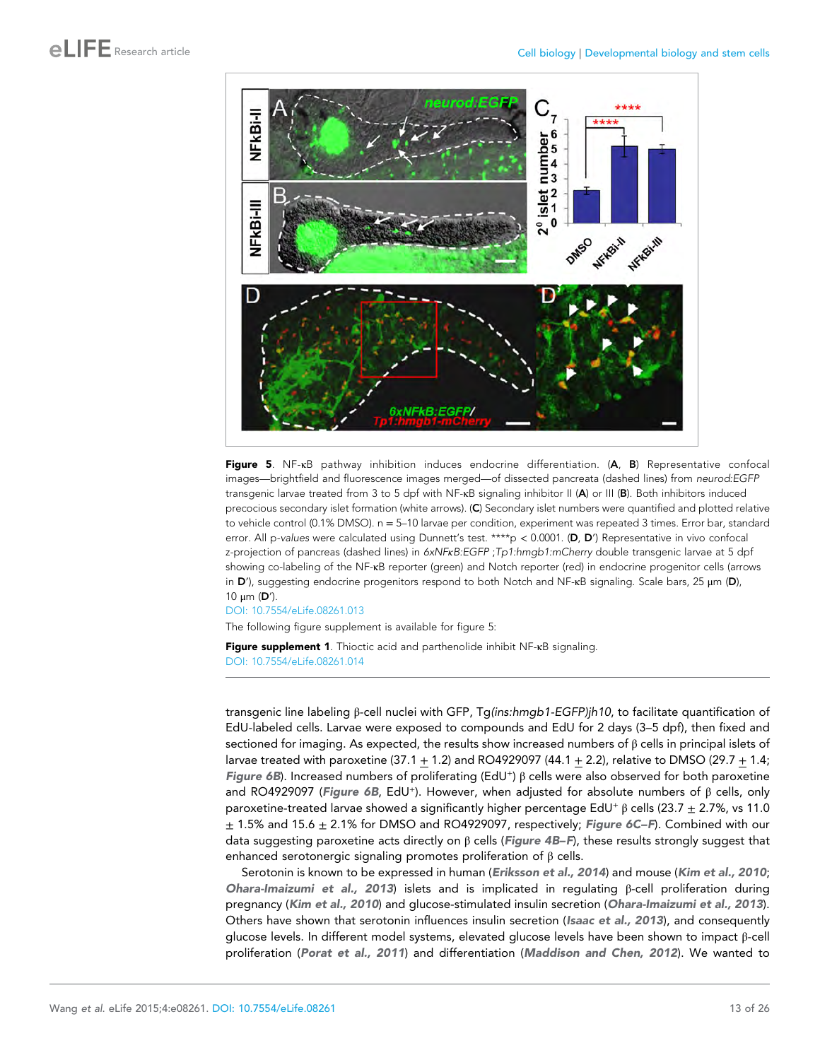**Figure 5**. NF-κB pathway inhibition induces endocrine differentiation. (**A**, **B**) Representative confocal images—brightfield and fluorescence images merged—of dissected pancreata (dashed lines) from *neurod:EGFP* transgenic larvae treated from 3 to 5 dpf with NF-κB signaling inhibitor II (**A**) or III (**B**). Both inhibitors induced precocious secondary islet formation (white arrows). (**C**) Secondary islet numbers were quantified and plotted relative to vehicle control (0.1% DMSO). n = 5–10 larvae per condition, experiment was repeated 3 times. Error bar, standard error. All p-*values* were calculated using Dunnett's test. ****p < 0.0001. (**D**, **D′**) Representative in vivo confocal z-projection of pancreas (dashed lines) in *6xNFκB:EGFP ;Tp1:hmgb1:mCherry* double transgenic larvae at 5 dpf showing co-labeling of the NF-κB reporter (green) and Notch reporter (red) in endocrine progenitor cells (arrows in **D′**), suggesting endocrine progenitors respond to both Notch and NF-κB signaling. Scale bars, 25 μm (**D**), 10 μm (**D′**).

DOI: 10.7554/eLife.08261.013

The following figure supplement is available for figure 5:

**Figure supplement 1**. Thioctic acid and parthenolide inhibit NF-κB signaling.

DOI: 10.7554/eLife.08261.014

transgenic line labeling β-cell nuclei with GFP, Tg*(ins:hmgb1-EGFP)jh10*, to facilitate quantification of EdU-labeled cells. Larvae were exposed to compounds and EdU for 2 days (3–5 dpf), then fixed and sectioned for imaging. As expected, the results show increased numbers of β cells in principal islets of larvae treated with paroxetine (37.1 ± 1.2) and RO4929097 (44.1 ± 2.2), relative to DMSO (29.7 ± 1.4; ***Figure 6B***). Increased numbers of proliferating ($EdU^+$) β cells were also observed for both paroxetine and RO4929097 (***Figure 6B***, $EdU^+$). However, when adjusted for absolute numbers of β cells, only paroxetine-treated larvae showed a significantly higher percentage $EdU^+$ β cells (23.7 ± 2.7%, vs 11.0 ± 1.5% and 15.6 ± 2.1% for DMSO and RO4929097, respectively; ***Figure 6C–F***). Combined with our data suggesting paroxetine acts directly on β cells (***Figure 4B–F***), these results strongly suggest that enhanced serotonergic signaling promotes proliferation of β cells.

Serotonin is known to be expressed in human (***Eriksson et al., 2014***) and mouse (***Kim et al., 2010***; ***Ohara-Imaizumi et al., 2013***) islets and is implicated in regulating β-cell proliferation during pregnancy (***Kim et al., 2010***) and glucose-stimulated insulin secretion (***Ohara-Imaizumi et al., 2013***). Others have shown that serotonin influences insulin secretion (***Isaac et al., 2013***), and consequently glucose levels. In different model systems, elevated glucose levels have been shown to impact β-cell proliferation (***Porat et al., 2011***) and differentiation (***Maddison and Chen, 2012***). We wanted to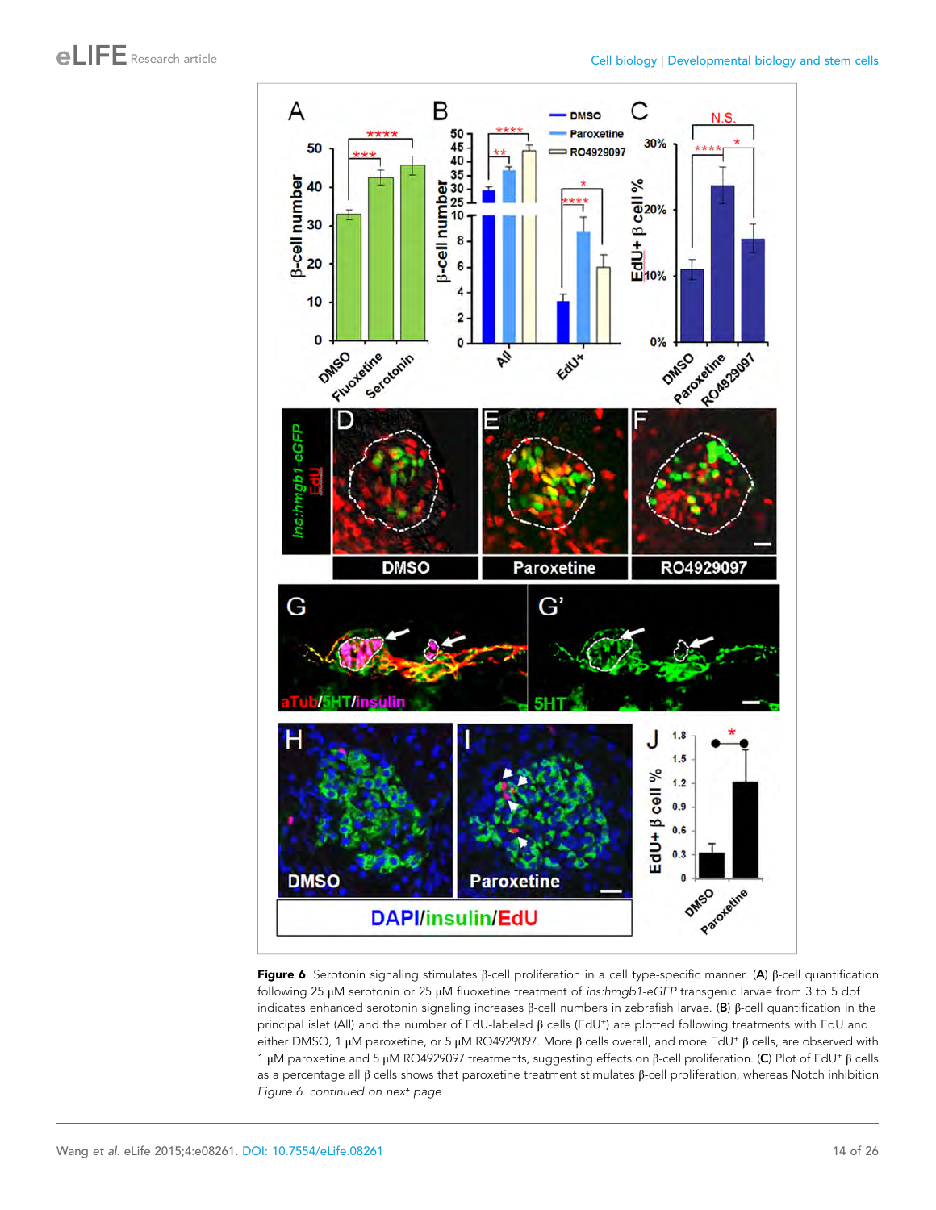**Figure 6.** Serotonin signaling stimulates β-cell proliferation in a cell type-specific manner. (**A**) β-cell quantification following 25 µM serotonin or 25 µM fluoxetine treatment of *ins:hmgb1-eGFP* transgenic larvae from 3 to 5 dpf indicates enhanced serotonin signaling increases β-cell numbers in zebrafish larvae. (**B**) β-cell quantification in the principal islet (All) and the number of EdU-labeled β cells (EdU$^+$) are plotted following treatments with EdU and either DMSO, 1 µM paroxetine, or 5 µM RO4929097. More β cells overall, and more EdU$^+$ β cells, are observed with 1 µM paroxetine and 5 µM RO4929097 treatments, suggesting effects on β-cell proliferation. (**C**) Plot of EdU$^+$ β cells as a percentage all β cells shows that paroxetine treatment stimulates β-cell proliferation, whereas Notch inhibition

*Figure 6. continued on next page*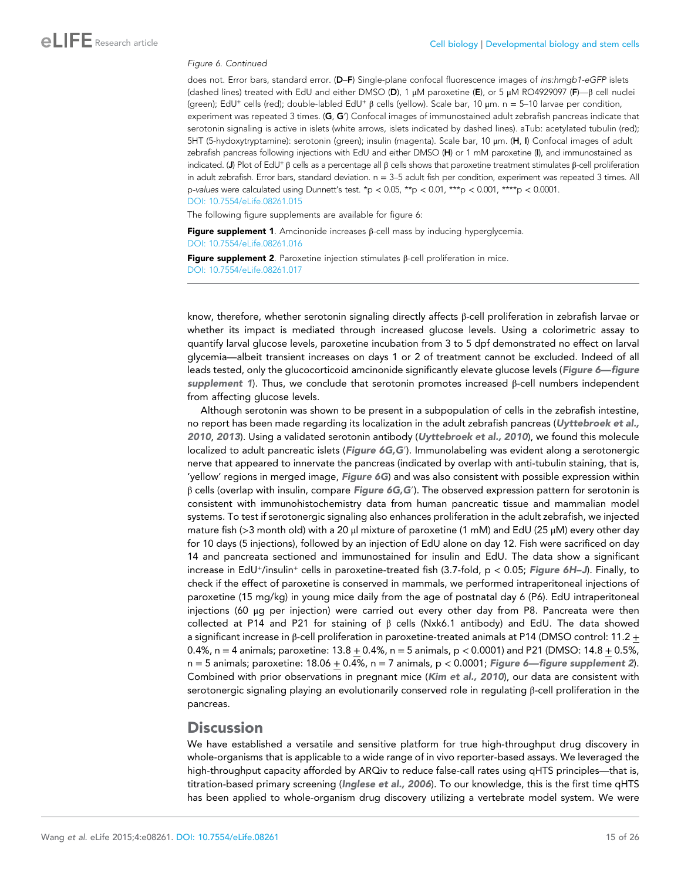*Figure 6. Continued*

does not. Error bars, standard error. (**D–F**) Single-plane confocal fluorescence images of *ins:hmgb1-eGFP* islets (dashed lines) treated with EdU and either DMSO (**D**), 1 μM paroxetine (**E**), or 5 μM RO4929097 (**F**)—β cell nuclei (green); EdU⁺ cells (red); double-labled EdU⁺ β cells (yellow). Scale bar, 10 μm. n = 5–10 larvae per condition, experiment was repeated 3 times. (**G**, **G′**) Confocal images of immunostained adult zebrafish pancreas indicate that serotonin signaling is active in islets (white arrows, islets indicated by dashed lines). aTub: acetylated tubulin (red); 5HT (5-hydoxytryptamine): serotonin (green); insulin (magenta). Scale bar, 10 μm. (**H**, **I**) Confocal images of adult zebrafish pancreas following injections with EdU and either DMSO (**H**) or 1 mM paroxetine (**I**), and immunostained as indicated. (**J**) Plot of EdU⁺ β cells as a percentage all β cells shows that paroxetine treatment stimulates β-cell proliferation in adult zebrafish. Error bars, standard deviation. n = 3–5 adult fish per condition, experiment was repeated 3 times. All p-*values* were calculated using Dunnett's test. *p < 0.05, **p < 0.01, ***p < 0.001, ****p < 0.0001.
DOI: 10.7554/eLife.08261.015

The following figure supplements are available for figure 6:

**Figure supplement 1**. Amcinonide increases β-cell mass by inducing hyperglycemia.
DOI: 10.7554/eLife.08261.016

**Figure supplement 2**. Paroxetine injection stimulates β-cell proliferation in mice.
DOI: 10.7554/eLife.08261.017

know, therefore, whether serotonin signaling directly affects β-cell proliferation in zebrafish larvae or whether its impact is mediated through increased glucose levels. Using a colorimetric assay to quantify larval glucose levels, paroxetine incubation from 3 to 5 dpf demonstrated no effect on larval glycemia—albeit transient increases on days 1 or 2 of treatment cannot be excluded. Indeed of all leads tested, only the glucocorticoid amcinonide significantly elevate glucose levels (***Figure 6—figure supplement 1***). Thus, we conclude that serotonin promotes increased β-cell numbers independent from affecting glucose levels.

Although serotonin was shown to be present in a subpopulation of cells in the zebrafish intestine, no report has been made regarding its localization in the adult zebrafish pancreas (***Uyttebroek et al., 2010***, ***2013***). Using a validated serotonin antibody (***Uyttebroek et al., 2010***), we found this molecule localized to adult pancreatic islets (***Figure 6G,G′***). Immunolabeling was evident along a serotonergic nerve that appeared to innervate the pancreas (indicated by overlap with anti-tubulin staining, that is, 'yellow' regions in merged image, ***Figure 6G***) and was also consistent with possible expression within β cells (overlap with insulin, compare ***Figure 6G,G′***). The observed expression pattern for serotonin is consistent with immunohistochemistry data from human pancreatic tissue and mammalian model systems. To test if serotonergic signaling also enhances proliferation in the adult zebrafish, we injected mature fish (>3 month old) with a 20 μl mixture of paroxetine (1 mM) and EdU (25 μM) every other day for 10 days (5 injections), followed by an injection of EdU alone on day 12. Fish were sacrificed on day 14 and pancreata sectioned and immunostained for insulin and EdU. The data show a significant increase in EdU⁺/insulin⁺ cells in paroxetine-treated fish (3.7-fold, p < 0.05; ***Figure 6H–J***). Finally, to check if the effect of paroxetine is conserved in mammals, we performed intraperitoneal injections of paroxetine (15 mg/kg) in young mice daily from the age of postnatal day 6 (P6). EdU intraperitoneal injections (60 μg per injection) were carried out every other day from P8. Pancreata were then collected at P14 and P21 for staining of β cells (Nxk6.1 antibody) and EdU. The data showed a significant increase in β-cell proliferation in paroxetine-treated animals at P14 (DMSO control: 11.2 ± 0.4%, n = 4 animals; paroxetine: 13.8 ± 0.4%, n = 5 animals, p < 0.0001) and P21 (DMSO: 14.8 ± 0.5%, n = 5 animals; paroxetine: 18.06 ± 0.4%, n = 7 animals, p < 0.0001; ***Figure 6—figure supplement 2***). Combined with prior observations in pregnant mice (***Kim et al., 2010***), our data are consistent with serotonergic signaling playing an evolutionarily conserved role in regulating β-cell proliferation in the pancreas.

## Discussion

We have established a versatile and sensitive platform for true high-throughput drug discovery in whole-organisms that is applicable to a wide range of in vivo reporter-based assays. We leveraged the high-throughput capacity afforded by ARQiv to reduce false-call rates using qHTS principles—that is, titration-based primary screening (***Inglese et al., 2006***). To our knowledge, this is the first time qHTS has been applied to whole-organism drug discovery utilizing a vertebrate model system. We were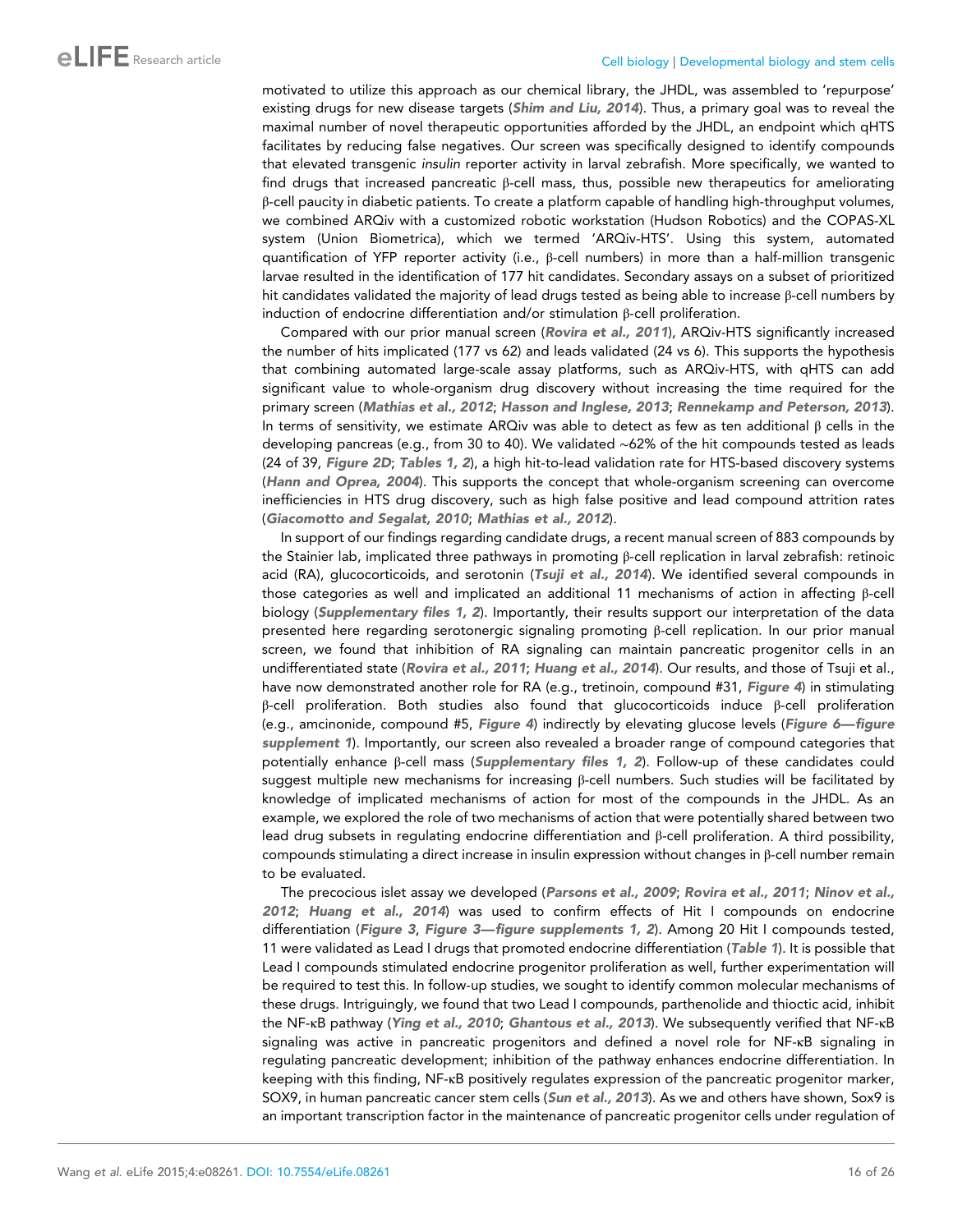motivated to utilize this approach as our chemical library, the JHDL, was assembled to 'repurpose' existing drugs for new disease targets (***Shim and Liu, 2014***). Thus, a primary goal was to reveal the maximal number of novel therapeutic opportunities afforded by the JHDL, an endpoint which qHTS facilitates by reducing false negatives. Our screen was specifically designed to identify compounds that elevated transgenic *insulin* reporter activity in larval zebrafish. More specifically, we wanted to find drugs that increased pancreatic β-cell mass, thus, possible new therapeutics for ameliorating β-cell paucity in diabetic patients. To create a platform capable of handling high-throughput volumes, we combined ARQiv with a customized robotic workstation (Hudson Robotics) and the COPAS-XL system (Union Biometrica), which we termed 'ARQiv-HTS'. Using this system, automated quantification of YFP reporter activity (i.e., β-cell numbers) in more than a half-million transgenic larvae resulted in the identification of 177 hit candidates. Secondary assays on a subset of prioritized hit candidates validated the majority of lead drugs tested as being able to increase β-cell numbers by induction of endocrine differentiation and/or stimulation β-cell proliferation.

Compared with our prior manual screen (***Rovira et al., 2011***), ARQiv-HTS significantly increased the number of hits implicated (177 vs 62) and leads validated (24 vs 6). This supports the hypothesis that combining automated large-scale assay platforms, such as ARQiv-HTS, with qHTS can add significant value to whole-organism drug discovery without increasing the time required for the primary screen (***Mathias et al., 2012***; ***Hasson and Inglese, 2013***; ***Rennekamp and Peterson, 2013***). In terms of sensitivity, we estimate ARQiv was able to detect as few as ten additional β cells in the developing pancreas (e.g., from 30 to 40). We validated ∼62% of the hit compounds tested as leads (24 of 39, ***Figure 2D***; ***Tables 1, 2***), a high hit-to-lead validation rate for HTS-based discovery systems (***Hann and Oprea, 2004***). This supports the concept that whole-organism screening can overcome inefficiencies in HTS drug discovery, such as high false positive and lead compound attrition rates (***Giacomotto and Segalat, 2010***; ***Mathias et al., 2012***).

In support of our findings regarding candidate drugs, a recent manual screen of 883 compounds by the Stainier lab, implicated three pathways in promoting β-cell replication in larval zebrafish: retinoic acid (RA), glucocorticoids, and serotonin (***Tsuji et al., 2014***). We identified several compounds in those categories as well and implicated an additional 11 mechanisms of action in affecting β-cell biology (***Supplementary files 1, 2***). Importantly, their results support our interpretation of the data presented here regarding serotonergic signaling promoting β-cell replication. In our prior manual screen, we found that inhibition of RA signaling can maintain pancreatic progenitor cells in an undifferentiated state (***Rovira et al., 2011***; ***Huang et al., 2014***). Our results, and those of Tsuji et al., have now demonstrated another role for RA (e.g., tretinoin, compound #31, ***Figure 4***) in stimulating β-cell proliferation. Both studies also found that glucocorticoids induce β-cell proliferation (e.g., amcinonide, compound #5, ***Figure 4***) indirectly by elevating glucose levels (***Figure 6—figure supplement 1***). Importantly, our screen also revealed a broader range of compound categories that potentially enhance β-cell mass (***Supplementary files 1, 2***). Follow-up of these candidates could suggest multiple new mechanisms for increasing β-cell numbers. Such studies will be facilitated by knowledge of implicated mechanisms of action for most of the compounds in the JHDL. As an example, we explored the role of two mechanisms of action that were potentially shared between two lead drug subsets in regulating endocrine differentiation and β-cell proliferation. A third possibility, compounds stimulating a direct increase in insulin expression without changes in β-cell number remain to be evaluated.

The precocious islet assay we developed (***Parsons et al., 2009***; ***Rovira et al., 2011***; ***Ninov et al., 2012***; ***Huang et al., 2014***) was used to confirm effects of Hit I compounds on endocrine differentiation (***Figure 3***, ***Figure 3—figure supplements 1, 2***). Among 20 Hit I compounds tested, 11 were validated as Lead I drugs that promoted endocrine differentiation (***Table 1***). It is possible that Lead I compounds stimulated endocrine progenitor proliferation as well, further experimentation will be required to test this. In follow-up studies, we sought to identify common molecular mechanisms of these drugs. Intriguingly, we found that two Lead I compounds, parthenolide and thioctic acid, inhibit the NF-κB pathway (***Ying et al., 2010***; ***Ghantous et al., 2013***). We subsequently verified that NF-κB signaling was active in pancreatic progenitors and defined a novel role for NF-κB signaling in regulating pancreatic development; inhibition of the pathway enhances endocrine differentiation. In keeping with this finding, NF-κB positively regulates expression of the pancreatic progenitor marker, SOX9, in human pancreatic cancer stem cells (***Sun et al., 2013***). As we and others have shown, Sox9 is an important transcription factor in the maintenance of pancreatic progenitor cells under regulation of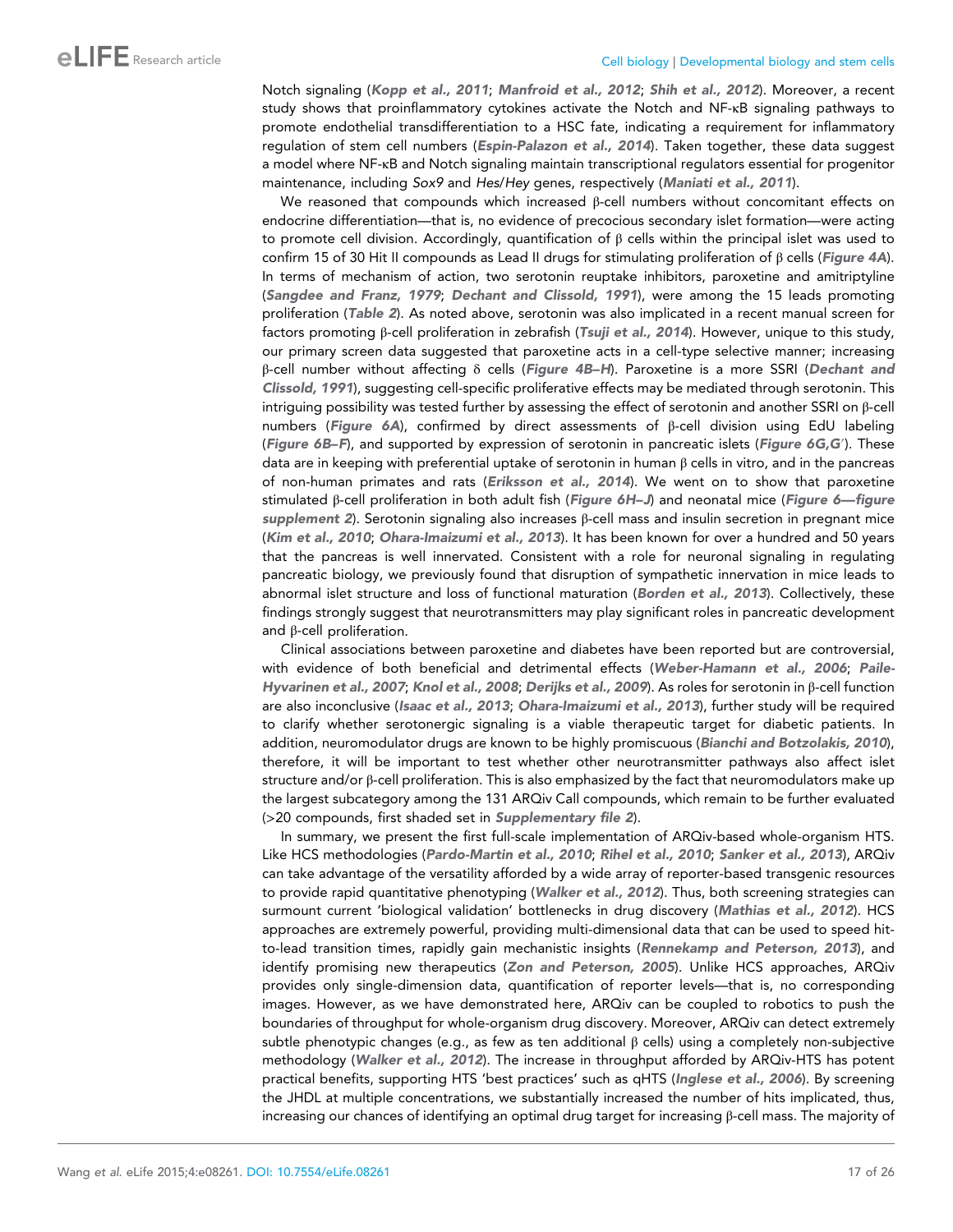Notch signaling (*Kopp et al., 2011*; *Manfroid et al., 2012*; *Shih et al., 2012*). Moreover, a recent study shows that proinflammatory cytokines activate the Notch and NF-κB signaling pathways to promote endothelial transdifferentiation to a HSC fate, indicating a requirement for inflammatory regulation of stem cell numbers (*Espin-Palazon et al., 2014*). Taken together, these data suggest a model where NF-κB and Notch signaling maintain transcriptional regulators essential for progenitor maintenance, including *Sox9* and *Hes/Hey* genes, respectively (*Maniati et al., 2011*).

We reasoned that compounds which increased β-cell numbers without concomitant effects on endocrine differentiation—that is, no evidence of precocious secondary islet formation—were acting to promote cell division. Accordingly, quantification of β cells within the principal islet was used to confirm 15 of 30 Hit II compounds as Lead II drugs for stimulating proliferation of β cells (*Figure 4A*). In terms of mechanism of action, two serotonin reuptake inhibitors, paroxetine and amitriptyline (*Sangdee and Franz, 1979*; *Dechant and Clissold, 1991*), were among the 15 leads promoting proliferation (*Table 2*). As noted above, serotonin was also implicated in a recent manual screen for factors promoting β-cell proliferation in zebrafish (*Tsuji et al., 2014*). However, unique to this study, our primary screen data suggested that paroxetine acts in a cell-type selective manner; increasing β-cell number without affecting δ cells (*Figure 4B–H*). Paroxetine is a more SSRI (*Dechant and Clissold, 1991*), suggesting cell-specific proliferative effects may be mediated through serotonin. This intriguing possibility was tested further by assessing the effect of serotonin and another SSRI on β-cell numbers (*Figure 6A*), confirmed by direct assessments of β-cell division using EdU labeling (*Figure 6B–F*), and supported by expression of serotonin in pancreatic islets (*Figure 6G,G′*). These data are in keeping with preferential uptake of serotonin in human β cells in vitro, and in the pancreas of non-human primates and rats (*Eriksson et al., 2014*). We went on to show that paroxetine stimulated β-cell proliferation in both adult fish (*Figure 6H–J*) and neonatal mice (*Figure 6—figure supplement 2*). Serotonin signaling also increases β-cell mass and insulin secretion in pregnant mice (*Kim et al., 2010*; *Ohara-Imaizumi et al., 2013*). It has been known for over a hundred and 50 years that the pancreas is well innervated. Consistent with a role for neuronal signaling in regulating pancreatic biology, we previously found that disruption of sympathetic innervation in mice leads to abnormal islet structure and loss of functional maturation (*Borden et al., 2013*). Collectively, these findings strongly suggest that neurotransmitters may play significant roles in pancreatic development and β-cell proliferation.

Clinical associations between paroxetine and diabetes have been reported but are controversial, with evidence of both beneficial and detrimental effects (*Weber-Hamann et al., 2006*; *Paile-Hyvarinen et al., 2007*; *Knol et al., 2008*; *Derijks et al., 2009*). As roles for serotonin in β-cell function are also inconclusive (*Isaac et al., 2013*; *Ohara-Imaizumi et al., 2013*), further study will be required to clarify whether serotonergic signaling is a viable therapeutic target for diabetic patients. In addition, neuromodulator drugs are known to be highly promiscuous (*Bianchi and Botzolakis, 2010*), therefore, it will be important to test whether other neurotransmitter pathways also affect islet structure and/or β-cell proliferation. This is also emphasized by the fact that neuromodulators make up the largest subcategory among the 131 ARQiv Call compounds, which remain to be further evaluated (>20 compounds, first shaded set in *Supplementary file 2*).

In summary, we present the first full-scale implementation of ARQiv-based whole-organism HTS. Like HCS methodologies (*Pardo-Martin et al., 2010*; *Rihel et al., 2010*; *Sanker et al., 2013*), ARQiv can take advantage of the versatility afforded by a wide array of reporter-based transgenic resources to provide rapid quantitative phenotyping (*Walker et al., 2012*). Thus, both screening strategies can surmount current 'biological validation' bottlenecks in drug discovery (*Mathias et al., 2012*). HCS approaches are extremely powerful, providing multi-dimensional data that can be used to speed hit-to-lead transition times, rapidly gain mechanistic insights (*Rennekamp and Peterson, 2013*), and identify promising new therapeutics (*Zon and Peterson, 2005*). Unlike HCS approaches, ARQiv provides only single-dimension data, quantification of reporter levels—that is, no corresponding images. However, as we have demonstrated here, ARQiv can be coupled to robotics to push the boundaries of throughput for whole-organism drug discovery. Moreover, ARQiv can detect extremely subtle phenotypic changes (e.g., as few as ten additional β cells) using a completely non-subjective methodology (*Walker et al., 2012*). The increase in throughput afforded by ARQiv-HTS has potent practical benefits, supporting HTS 'best practices' such as qHTS (*Inglese et al., 2006*). By screening the JHDL at multiple concentrations, we substantially increased the number of hits implicated, thus, increasing our chances of identifying an optimal drug target for increasing β-cell mass. The majority of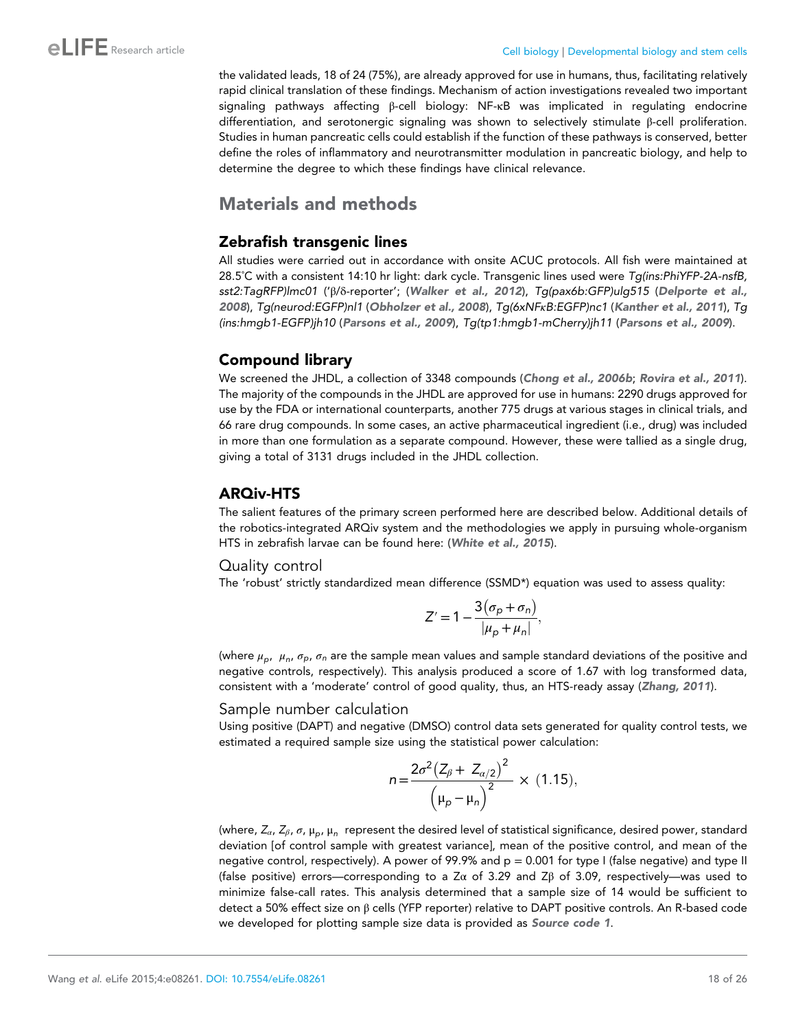the validated leads, 18 of 24 (75%), are already approved for use in humans, thus, facilitating relatively rapid clinical translation of these findings. Mechanism of action investigations revealed two important signaling pathways affecting β-cell biology: NF-κB was implicated in regulating endocrine differentiation, and serotonergic signaling was shown to selectively stimulate β-cell proliferation. Studies in human pancreatic cells could establish if the function of these pathways is conserved, better define the roles of inflammatory and neurotransmitter modulation in pancreatic biology, and help to determine the degree to which these findings have clinical relevance.

## Materials and methods

### Zebrafish transgenic lines

All studies were carried out in accordance with onsite ACUC protocols. All fish were maintained at 28.5˚C with a consistent 14:10 hr light: dark cycle. Transgenic lines used were *Tg(ins:PhiYFP-2A-nsfB, sst2:TagRFP)lmc01* ('β/δ-reporter'; (**Walker et al., 2012**), *Tg(pax6b:GFP)ulg515* (**Delporte et al., 2008**), *Tg(neurod:EGFP)nl1* (**Obholzer et al., 2008**), *Tg(6xNFκB:EGFP)nc1* (**Kanther et al., 2011**), *Tg(ins:hmgb1-EGFP)jh10* (**Parsons et al., 2009**), *Tg(tp1:hmgb1-mCherry)jh11* (**Parsons et al., 2009**).

### Compound library

We screened the JHDL, a collection of 3348 compounds (**Chong et al., 2006b**; **Rovira et al., 2011**). The majority of the compounds in the JHDL are approved for use in humans: 2290 drugs approved for use by the FDA or international counterparts, another 775 drugs at various stages in clinical trials, and 66 rare drug compounds. In some cases, an active pharmaceutical ingredient (i.e., drug) was included in more than one formulation as a separate compound. However, these were tallied as a single drug, giving a total of 3131 drugs included in the JHDL collection.

### ARQiv-HTS

The salient features of the primary screen performed here are described below. Additional details of the robotics-integrated ARQiv system and the methodologies we apply in pursuing whole-organism HTS in zebrafish larvae can be found here: (**White et al., 2015**).

#### Quality control

The 'robust' strictly standardized mean difference (SSMD*) equation was used to assess quality:

$$Z' = 1 - \frac{3(\sigma_p + \sigma_n)}{|\mu_p + \mu_n|},$$

(where $\mu_p$, $\mu_n$, $\sigma_p$, $\sigma_n$ are the sample mean values and sample standard deviations of the positive and negative controls, respectively). This analysis produced a score of 1.67 with log transformed data, consistent with a 'moderate' control of good quality, thus, an HTS-ready assay (**Zhang, 2011**).

#### Sample number calculation

Using positive (DAPT) and negative (DMSO) control data sets generated for quality control tests, we estimated a required sample size using the statistical power calculation:

$$n = \frac{2\sigma^2 (Z_\beta + Z_{\alpha/2})^2}{(\mu_p - \mu_n)^2} \times (1.15),$$

(where, $Z_\alpha$, $Z_\beta$, $\sigma$, $\mu_p$, $\mu_n$ represent the desired level of statistical significance, desired power, standard deviation [of control sample with greatest variance], mean of the positive control, and mean of the negative control, respectively). A power of 99.9% and p = 0.001 for type I (false negative) and type II (false positive) errors—corresponding to a $Z\alpha$ of 3.29 and $Z\beta$ of 3.09, respectively—was used to minimize false-call rates. This analysis determined that a sample size of 14 would be sufficient to detect a 50% effect size on β cells (YFP reporter) relative to DAPT positive controls. An R-based code we developed for plotting sample size data is provided as **Source code 1**.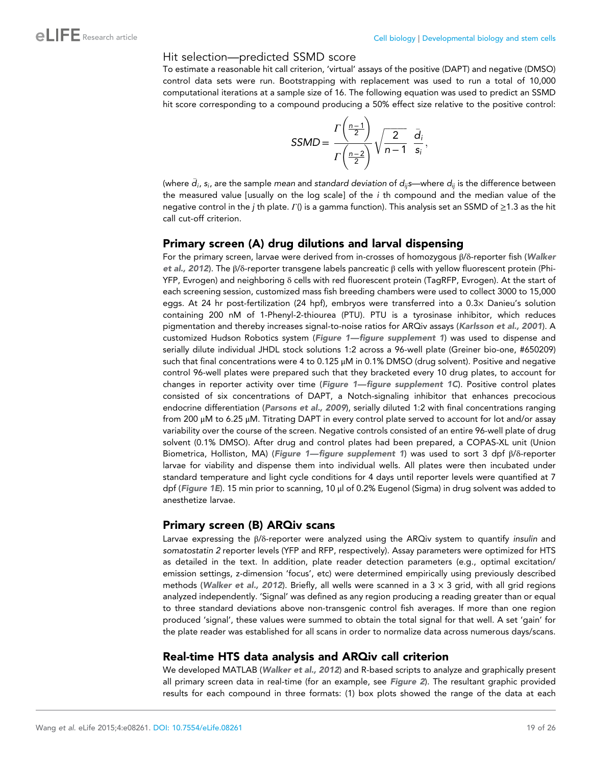### Hit selection—predicted SSMD score

To estimate a reasonable hit call criterion, 'virtual' assays of the positive (DAPT) and negative (DMSO) control data sets were run. Bootstrapping with replacement was used to run a total of 10,000 computational iterations at a sample size of 16. The following equation was used to predict an SSMD hit score corresponding to a compound producing a 50% effect size relative to the positive control:

$$SSMD = \frac{\Gamma\left(\frac{n-1}{2}\right)}{\Gamma\left(\frac{n-2}{2}\right)}\sqrt{\frac{2}{n-1}}\ \frac{\bar{d}_i}{s_i},$$

(where $\bar{d}_i$, $s_i$, are the sample *mean* and *standard deviation* of $d_{ij}$s—where $d_{ij}$ is the difference between the measured value [usually on the log scale] of the $i$ th compound and the median value of the negative control in the $j$ th plate. $\Gamma()$ is a gamma function). This analysis set an SSMD of ≥1.3 as the hit call cut-off criterion.

## Primary screen (A) drug dilutions and larval dispensing

For the primary screen, larvae were derived from in-crosses of homozygous β/δ-reporter fish (***Walker et al., 2012***). The β/δ-reporter transgene labels pancreatic β cells with yellow fluorescent protein (Phi-YFP, Evrogen) and neighboring δ cells with red fluorescent protein (TagRFP, Evrogen). At the start of each screening session, customized mass fish breeding chambers were used to collect 3000 to 15,000 eggs. At 24 hr post-fertilization (24 hpf), embryos were transferred into a 0.3× Danieu's solution containing 200 nM of 1-Phenyl-2-thiourea (PTU). PTU is a tyrosinase inhibitor, which reduces pigmentation and thereby increases signal-to-noise ratios for ARQiv assays (***Karlsson et al., 2001***). A customized Hudson Robotics system (***Figure 1—figure supplement 1***) was used to dispense and serially dilute individual JHDL stock solutions 1:2 across a 96-well plate (Greiner bio-one, #650209) such that final concentrations were 4 to 0.125 μM in 0.1% DMSO (drug solvent). Positive and negative control 96-well plates were prepared such that they bracketed every 10 drug plates, to account for changes in reporter activity over time (***Figure 1—figure supplement 1C***). Positive control plates consisted of six concentrations of DAPT, a Notch-signaling inhibitor that enhances precocious endocrine differentiation (***Parsons et al., 2009***), serially diluted 1:2 with final concentrations ranging from 200 μM to 6.25 μM. Titrating DAPT in every control plate served to account for lot and/or assay variability over the course of the screen. Negative controls consisted of an entire 96-well plate of drug solvent (0.1% DMSO). After drug and control plates had been prepared, a COPAS-XL unit (Union Biometrica, Holliston, MA) (***Figure 1—figure supplement 1***) was used to sort 3 dpf β/δ-reporter larvae for viability and dispense them into individual wells. All plates were then incubated under standard temperature and light cycle conditions for 4 days until reporter levels were quantified at 7 dpf (***Figure 1E***). 15 min prior to scanning, 10 μl of 0.2% Eugenol (Sigma) in drug solvent was added to anesthetize larvae.

## Primary screen (B) ARQiv scans

Larvae expressing the β/δ-reporter were analyzed using the ARQiv system to quantify *insulin* and *somatostatin 2* reporter levels (YFP and RFP, respectively). Assay parameters were optimized for HTS as detailed in the text. In addition, plate reader detection parameters (e.g., optimal excitation/emission settings, z-dimension 'focus', etc) were determined empirically using previously described methods (***Walker et al., 2012***). Briefly, all wells were scanned in a 3 × 3 grid, with all grid regions analyzed independently. 'Signal' was defined as any region producing a reading greater than or equal to three standard deviations above non-transgenic control fish averages. If more than one region produced 'signal', these values were summed to obtain the total signal for that well. A set 'gain' for the plate reader was established for all scans in order to normalize data across numerous days/scans.

## Real-time HTS data analysis and ARQiv call criterion

We developed MATLAB (***Walker et al., 2012***) and R-based scripts to analyze and graphically present all primary screen data in real-time (for an example, see ***Figure 2***). The resultant graphic provided results for each compound in three formats: (1) box plots showed the range of the data at each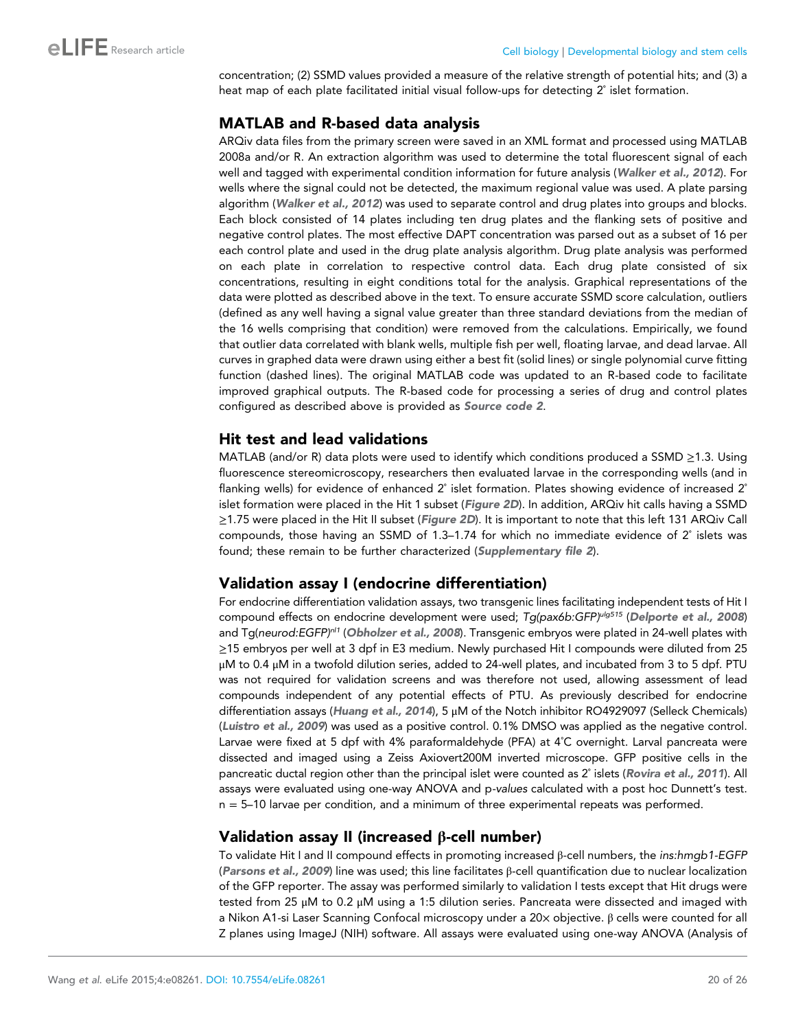concentration; (2) SSMD values provided a measure of the relative strength of potential hits; and (3) a heat map of each plate facilitated initial visual follow-ups for detecting 2° islet formation.

## MATLAB and R-based data analysis

ARQiv data files from the primary screen were saved in an XML format and processed using MATLAB 2008a and/or R. An extraction algorithm was used to determine the total fluorescent signal of each well and tagged with experimental condition information for future analysis (***Walker et al., 2012***). For wells where the signal could not be detected, the maximum regional value was used. A plate parsing algorithm (***Walker et al., 2012***) was used to separate control and drug plates into groups and blocks. Each block consisted of 14 plates including ten drug plates and the flanking sets of positive and negative control plates. The most effective DAPT concentration was parsed out as a subset of 16 per each control plate and used in the drug plate analysis algorithm. Drug plate analysis was performed on each plate in correlation to respective control data. Each drug plate consisted of six concentrations, resulting in eight conditions total for the analysis. Graphical representations of the data were plotted as described above in the text. To ensure accurate SSMD score calculation, outliers (defined as any well having a signal value greater than three standard deviations from the median of the 16 wells comprising that condition) were removed from the calculations. Empirically, we found that outlier data correlated with blank wells, multiple fish per well, floating larvae, and dead larvae. All curves in graphed data were drawn using either a best fit (solid lines) or single polynomial curve fitting function (dashed lines). The original MATLAB code was updated to an R-based code to facilitate improved graphical outputs. The R-based code for processing a series of drug and control plates configured as described above is provided as ***Source code 2***.

## Hit test and lead validations

MATLAB (and/or R) data plots were used to identify which conditions produced a SSMD ≥1.3. Using fluorescence stereomicroscopy, researchers then evaluated larvae in the corresponding wells (and in flanking wells) for evidence of enhanced 2° islet formation. Plates showing evidence of increased 2° islet formation were placed in the Hit 1 subset (***Figure 2D***). In addition, ARQiv hit calls having a SSMD ≥1.75 were placed in the Hit II subset (***Figure 2D***). It is important to note that this left 131 ARQiv Call compounds, those having an SSMD of 1.3–1.74 for which no immediate evidence of 2° islets was found; these remain to be further characterized (***Supplementary file 2***).

## Validation assay I (endocrine differentiation)

For endocrine differentiation validation assays, two transgenic lines facilitating independent tests of Hit I compound effects on endocrine development were used; *Tg(pax6b:GFP)*$^{ulg515}$ (***Delporte et al., 2008***) and Tg(*neurod:EGFP*)$^{nl1}$ (***Obholzer et al., 2008***). Transgenic embryos were plated in 24-well plates with ≥15 embryos per well at 3 dpf in E3 medium. Newly purchased Hit I compounds were diluted from 25 μM to 0.4 μM in a twofold dilution series, added to 24-well plates, and incubated from 3 to 5 dpf. PTU was not required for validation screens and was therefore not used, allowing assessment of lead compounds independent of any potential effects of PTU. As previously described for endocrine differentiation assays (***Huang et al., 2014***), 5 μM of the Notch inhibitor RO4929097 (Selleck Chemicals) (***Luistro et al., 2009***) was used as a positive control. 0.1% DMSO was applied as the negative control. Larvae were fixed at 5 dpf with 4% paraformaldehyde (PFA) at 4°C overnight. Larval pancreata were dissected and imaged using a Zeiss Axiovert200M inverted microscope. GFP positive cells in the pancreatic ductal region other than the principal islet were counted as 2° islets (***Rovira et al., 2011***). All assays were evaluated using one-way ANOVA and p-*values* calculated with a post hoc Dunnett's test. n = 5–10 larvae per condition, and a minimum of three experimental repeats was performed.

## Validation assay II (increased β-cell number)

To validate Hit I and II compound effects in promoting increased β-cell numbers, the *ins:hmgb1-EGFP* (***Parsons et al., 2009***) line was used; this line facilitates β-cell quantification due to nuclear localization of the GFP reporter. The assay was performed similarly to validation I tests except that Hit drugs were tested from 25 μM to 0.2 μM using a 1:5 dilution series. Pancreata were dissected and imaged with a Nikon A1-si Laser Scanning Confocal microscopy under a 20× objective. β cells were counted for all Z planes using ImageJ (NIH) software. All assays were evaluated using one-way ANOVA (Analysis of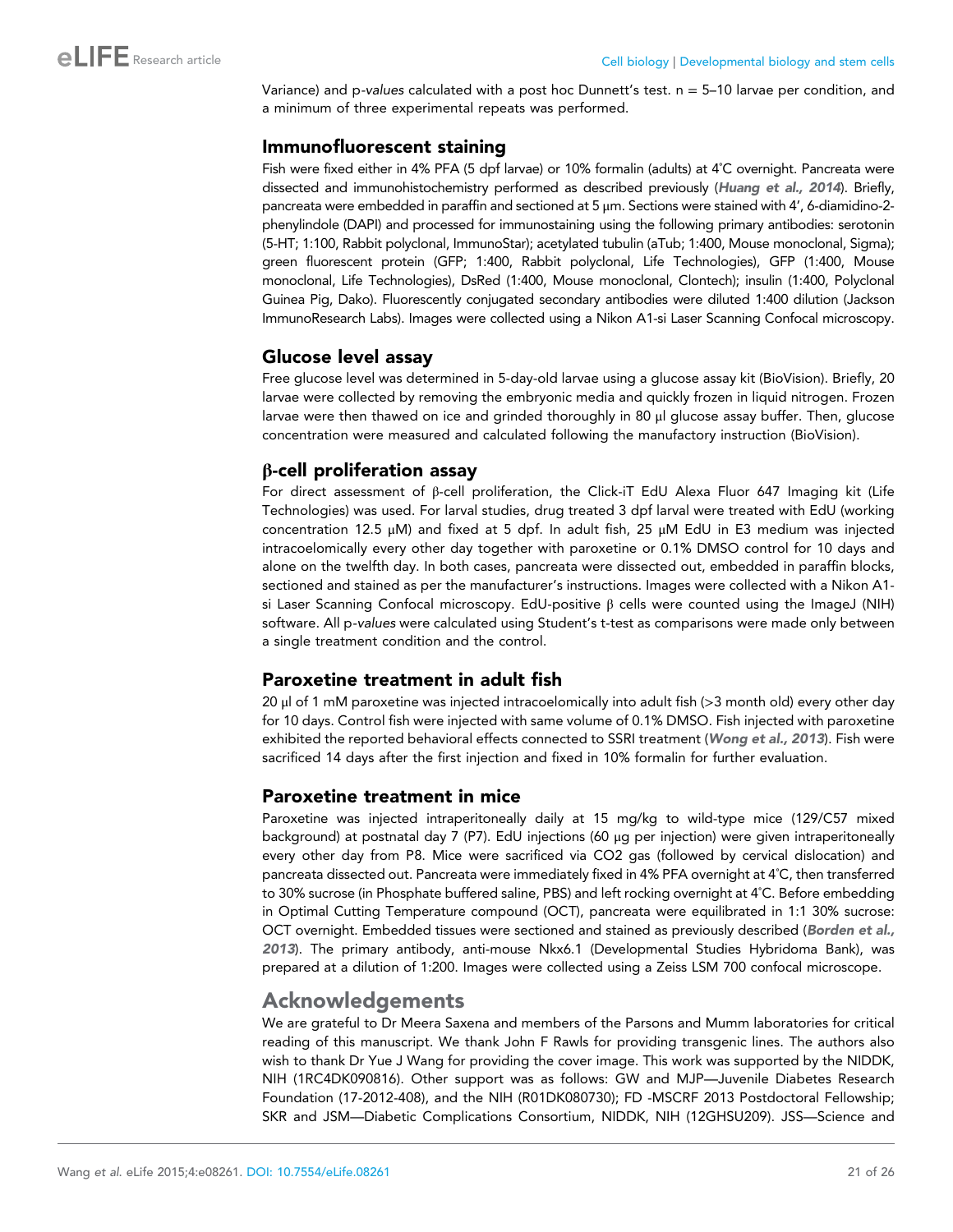Variance) and p-*values* calculated with a post hoc Dunnett's test. n = 5–10 larvae per condition, and a minimum of three experimental repeats was performed.

## Immunofluorescent staining

Fish were fixed either in 4% PFA (5 dpf larvae) or 10% formalin (adults) at 4˚C overnight. Pancreata were dissected and immunohistochemistry performed as described previously (*Huang et al., 2014*). Briefly, pancreata were embedded in paraffin and sectioned at 5 µm. Sections were stained with 4′, 6-diamidino-2-phenylindole (DAPI) and processed for immunostaining using the following primary antibodies: serotonin (5-HT; 1:100, Rabbit polyclonal, ImmunoStar); acetylated tubulin (aTub; 1:400, Mouse monoclonal, Sigma); green fluorescent protein (GFP; 1:400, Rabbit polyclonal, Life Technologies), GFP (1:400, Mouse monoclonal, Life Technologies), DsRed (1:400, Mouse monoclonal, Clontech); insulin (1:400, Polyclonal Guinea Pig, Dako). Fluorescently conjugated secondary antibodies were diluted 1:400 dilution (Jackson ImmunoResearch Labs). Images were collected using a Nikon A1-si Laser Scanning Confocal microscopy.

## Glucose level assay

Free glucose level was determined in 5-day-old larvae using a glucose assay kit (BioVision). Briefly, 20 larvae were collected by removing the embryonic media and quickly frozen in liquid nitrogen. Frozen larvae were then thawed on ice and grinded thoroughly in 80 µl glucose assay buffer. Then, glucose concentration were measured and calculated following the manufactory instruction (BioVision).

## β-cell proliferation assay

For direct assessment of β-cell proliferation, the Click-iT EdU Alexa Fluor 647 Imaging kit (Life Technologies) was used. For larval studies, drug treated 3 dpf larval were treated with EdU (working concentration 12.5 µM) and fixed at 5 dpf. In adult fish, 25 µM EdU in E3 medium was injected intracoelomically every other day together with paroxetine or 0.1% DMSO control for 10 days and alone on the twelfth day. In both cases, pancreata were dissected out, embedded in paraffin blocks, sectioned and stained as per the manufacturer's instructions. Images were collected with a Nikon A1-si Laser Scanning Confocal microscopy. EdU-positive β cells were counted using the ImageJ (NIH) software. All p-*values* were calculated using Student's t-test as comparisons were made only between a single treatment condition and the control.

## Paroxetine treatment in adult fish

20 µl of 1 mM paroxetine was injected intracoelomically into adult fish (>3 month old) every other day for 10 days. Control fish were injected with same volume of 0.1% DMSO. Fish injected with paroxetine exhibited the reported behavioral effects connected to SSRI treatment (*Wong et al., 2013*). Fish were sacrificed 14 days after the first injection and fixed in 10% formalin for further evaluation.

## Paroxetine treatment in mice

Paroxetine was injected intraperitoneally daily at 15 mg/kg to wild-type mice (129/C57 mixed background) at postnatal day 7 (P7). EdU injections (60 µg per injection) were given intraperitoneally every other day from P8. Mice were sacrificed via CO2 gas (followed by cervical dislocation) and pancreata dissected out. Pancreata were immediately fixed in 4% PFA overnight at 4˚C, then transferred to 30% sucrose (in Phosphate buffered saline, PBS) and left rocking overnight at 4˚C. Before embedding in Optimal Cutting Temperature compound (OCT), pancreata were equilibrated in 1:1 30% sucrose: OCT overnight. Embedded tissues were sectioned and stained as previously described (*Borden et al., 2013*). The primary antibody, anti-mouse Nkx6.1 (Developmental Studies Hybridoma Bank), was prepared at a dilution of 1:200. Images were collected using a Zeiss LSM 700 confocal microscope.

# Acknowledgements

We are grateful to Dr Meera Saxena and members of the Parsons and Mumm laboratories for critical reading of this manuscript. We thank John F Rawls for providing transgenic lines. The authors also wish to thank Dr Yue J Wang for providing the cover image. This work was supported by the NIDDK, NIH (1RC4DK090816). Other support was as follows: GW and MJP—Juvenile Diabetes Research Foundation (17-2012-408), and the NIH (R01DK080730); FD -MSCRF 2013 Postdoctoral Fellowship; SKR and JSM—Diabetic Complications Consortium, NIDDK, NIH (12GHSU209). JSS—Science and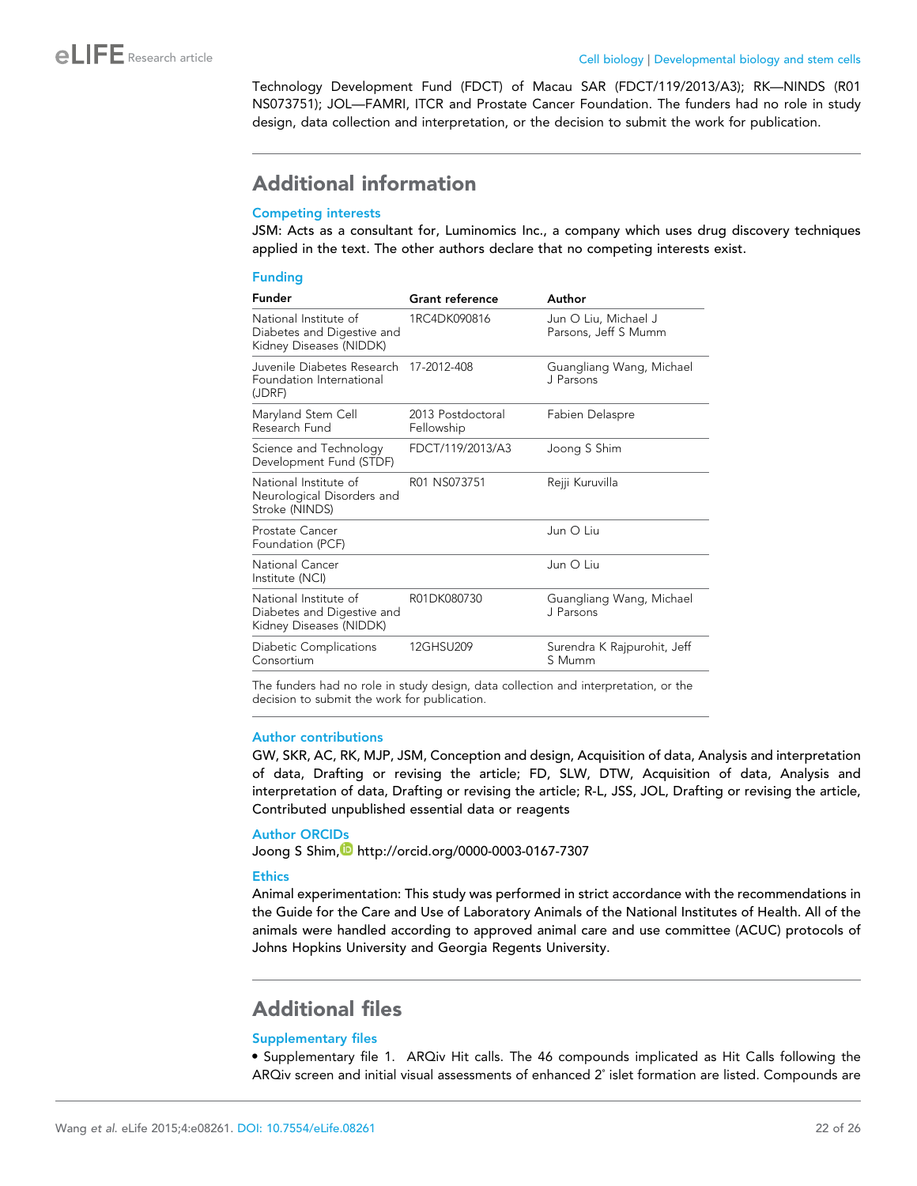Technology Development Fund (FDCT) of Macau SAR (FDCT/119/2013/A3); RK—NINDS (R01 NS073751); JOL—FAMRI, ITCR and Prostate Cancer Foundation. The funders had no role in study design, data collection and interpretation, or the decision to submit the work for publication.

## Additional information

### Competing interests

JSM: Acts as a consultant for, Luminomics Inc., a company which uses drug discovery techniques applied in the text. The other authors declare that no competing interests exist.

### Funding

| Funder | Grant reference | Author |
|---|---|---|
| National Institute of Diabetes and Digestive and Kidney Diseases (NIDDK) | 1RC4DK090816 | Jun O Liu, Michael J Parsons, Jeff S Mumm |
| Juvenile Diabetes Research Foundation International (JDRF) | 17-2012-408 | Guangliang Wang, Michael J Parsons |
| Maryland Stem Cell Research Fund | 2013 Postdoctoral Fellowship | Fabien Delaspre |
| Science and Technology Development Fund (STDF) | FDCT/119/2013/A3 | Joong S Shim |
| National Institute of Neurological Disorders and Stroke (NINDS) | R01 NS073751 | Rejji Kuruvilla |
| Prostate Cancer Foundation (PCF) | | Jun O Liu |
| National Cancer Institute (NCI) | | Jun O Liu |
| National Institute of Diabetes and Digestive and Kidney Diseases (NIDDK) | R01DK080730 | Guangliang Wang, Michael J Parsons |
| Diabetic Complications Consortium | 12GHSU209 | Surendra K Rajpurohit, Jeff S Mumm |

The funders had no role in study design, data collection and interpretation, or the decision to submit the work for publication.

### Author contributions

GW, SKR, AC, RK, MJP, JSM, Conception and design, Acquisition of data, Analysis and interpretation of data, Drafting or revising the article; FD, SLW, DTW, Acquisition of data, Analysis and interpretation of data, Drafting or revising the article; R-L, JSS, JOL, Drafting or revising the article, Contributed unpublished essential data or reagents

### Author ORCIDs

Joong S Shim, http://orcid.org/0000-0003-0167-7307

### Ethics

Animal experimentation: This study was performed in strict accordance with the recommendations in the Guide for the Care and Use of Laboratory Animals of the National Institutes of Health. All of the animals were handled according to approved animal care and use committee (ACUC) protocols of Johns Hopkins University and Georgia Regents University.

## Additional files

### Supplementary files

- Supplementary file 1. ARQiv Hit calls. The 46 compounds implicated as Hit Calls following the ARQiv screen and initial visual assessments of enhanced 2˚ islet formation are listed. Compounds are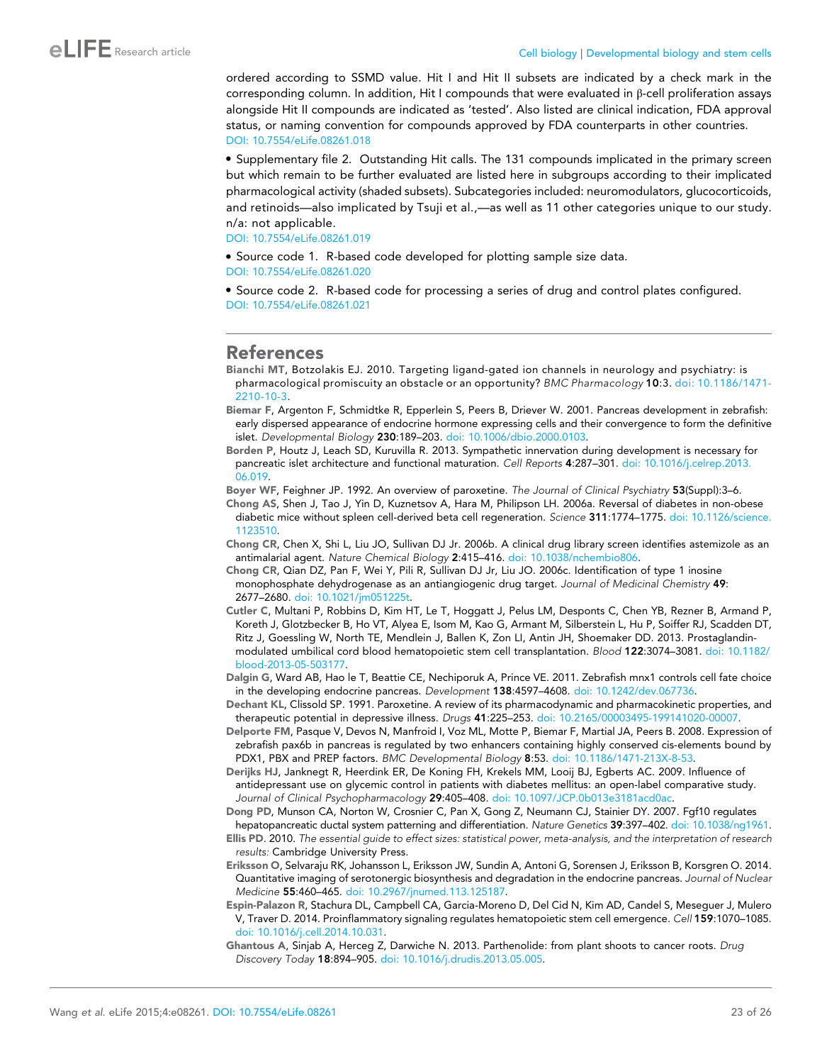ordered according to SSMD value. Hit I and Hit II subsets are indicated by a check mark in the corresponding column. In addition, Hit I compounds that were evaluated in β-cell proliferation assays alongside Hit II compounds are indicated as 'tested'. Also listed are clinical indication, FDA approval status, or naming convention for compounds approved by FDA counterparts in other countries.
DOI: 10.7554/eLife.08261.018

- Supplementary file 2. Outstanding Hit calls. The 131 compounds implicated in the primary screen but which remain to be further evaluated are listed here in subgroups according to their implicated pharmacological activity (shaded subsets). Subcategories included: neuromodulators, glucocorticoids, and retinoids—also implicated by Tsuji et al.,—as well as 11 other categories unique to our study. n/a: not applicable.
DOI: 10.7554/eLife.08261.019

- Source code 1. R-based code developed for plotting sample size data.
DOI: 10.7554/eLife.08261.020

- Source code 2. R-based code for processing a series of drug and control plates configured.
DOI: 10.7554/eLife.08261.021

## References

Bianchi MT, Botzolakis EJ. 2010. Targeting ligand-gated ion channels in neurology and psychiatry: is pharmacological promiscuity an obstacle or an opportunity? *BMC Pharmacology* **10**:3. doi: 10.1186/1471-2210-10-3.

Biemar F, Argenton F, Schmidtke R, Epperlein S, Peers B, Driever W. 2001. Pancreas development in zebrafish: early dispersed appearance of endocrine hormone expressing cells and their convergence to form the definitive islet. *Developmental Biology* **230**:189–203. doi: 10.1006/dbio.2000.0103.

Borden P, Houtz J, Leach SD, Kuruvilla R. 2013. Sympathetic innervation during development is necessary for pancreatic islet architecture and functional maturation. *Cell Reports* **4**:287–301. doi: 10.1016/j.celrep.2013.06.019.

Boyer WF, Feighner JP. 1992. An overview of paroxetine. *The Journal of Clinical Psychiatry* **53**(Suppl):3–6.

Chong AS, Shen J, Tao J, Yin D, Kuznetsov A, Hara M, Philipson LH. 2006a. Reversal of diabetes in non-obese diabetic mice without spleen cell-derived beta cell regeneration. *Science* **311**:1774–1775. doi: 10.1126/science.1123510.

Chong CR, Chen X, Shi L, Liu JO, Sullivan DJ Jr. 2006b. A clinical drug library screen identifies astemizole as an antimalarial agent. *Nature Chemical Biology* **2**:415–416. doi: 10.1038/nchembio806.

Chong CR, Qian DZ, Pan F, Wei Y, Pili R, Sullivan DJ Jr, Liu JO. 2006c. Identification of type 1 inosine monophosphate dehydrogenase as an antiangiogenic drug target. *Journal of Medicinal Chemistry* **49**: 2677–2680. doi: 10.1021/jm051225t.

Cutler C, Multani P, Robbins D, Kim HT, Le T, Hoggatt J, Pelus LM, Desponts C, Chen YB, Rezner B, Armand P, Koreth J, Glotzbecker B, Ho VT, Alyea E, Isom M, Kao G, Armant M, Silberstein L, Hu P, Soiffer RJ, Scadden DT, Ritz J, Goessling W, North TE, Mendlein J, Ballen K, Zon LI, Antin JH, Shoemaker DD. 2013. Prostaglandin-modulated umbilical cord blood hematopoietic stem cell transplantation. *Blood* **122**:3074–3081. doi: 10.1182/blood-2013-05-503177.

Dalgin G, Ward AB, Hao le T, Beattie CE, Nechiporuk A, Prince VE. 2011. Zebrafish mnx1 controls cell fate choice in the developing endocrine pancreas. *Development* **138**:4597–4608. doi: 10.1242/dev.067736.

Dechant KL, Clissold SP. 1991. Paroxetine. A review of its pharmacodynamic and pharmacokinetic properties, and therapeutic potential in depressive illness. *Drugs* **41**:225–253. doi: 10.2165/00003495-199141020-00007.

Delporte FM, Pasque V, Devos N, Manfroid I, Voz ML, Motte P, Biemar F, Martial JA, Peers B. 2008. Expression of zebrafish pax6b in pancreas is regulated by two enhancers containing highly conserved cis-elements bound by PDX1, PBX and PREP factors. *BMC Developmental Biology* **8**:53. doi: 10.1186/1471-213X-8-53.

Derijks HJ, Janknegt R, Heerdink ER, De Koning FH, Krekels MM, Looij BJ, Egberts AC. 2009. Influence of antidepressant use on glycemic control in patients with diabetes mellitus: an open-label comparative study. *Journal of Clinical Psychopharmacology* **29**:405–408. doi: 10.1097/JCP.0b013e3181acd0ac.

Dong PD, Munson CA, Norton W, Crosnier C, Pan X, Gong Z, Neumann CJ, Stainier DY. 2007. Fgf10 regulates hepatopancreatic ductal system patterning and differentiation. *Nature Genetics* **39**:397–402. doi: 10.1038/ng1961.

Ellis PD. 2010. *The essential guide to effect sizes: statistical power, meta-analysis, and the interpretation of research results:* Cambridge University Press.

Eriksson O, Selvaraju RK, Johansson L, Eriksson JW, Sundin A, Antoni G, Sorensen J, Eriksson B, Korsgren O. 2014. Quantitative imaging of serotonergic biosynthesis and degradation in the endocrine pancreas. *Journal of Nuclear Medicine* **55**:460–465. doi: 10.2967/jnumed.113.125187.

Espin-Palazon R, Stachura DL, Campbell CA, Garcia-Moreno D, Del Cid N, Kim AD, Candel S, Meseguer J, Mulero V, Traver D. 2014. Proinflammatory signaling regulates hematopoietic stem cell emergence. *Cell* **159**:1070–1085. doi: 10.1016/j.cell.2014.10.031.

Ghantous A, Sinjab A, Herceg Z, Darwiche N. 2013. Parthenolide: from plant shoots to cancer roots. *Drug Discovery Today* **18**:894–905. doi: 10.1016/j.drudis.2013.05.005.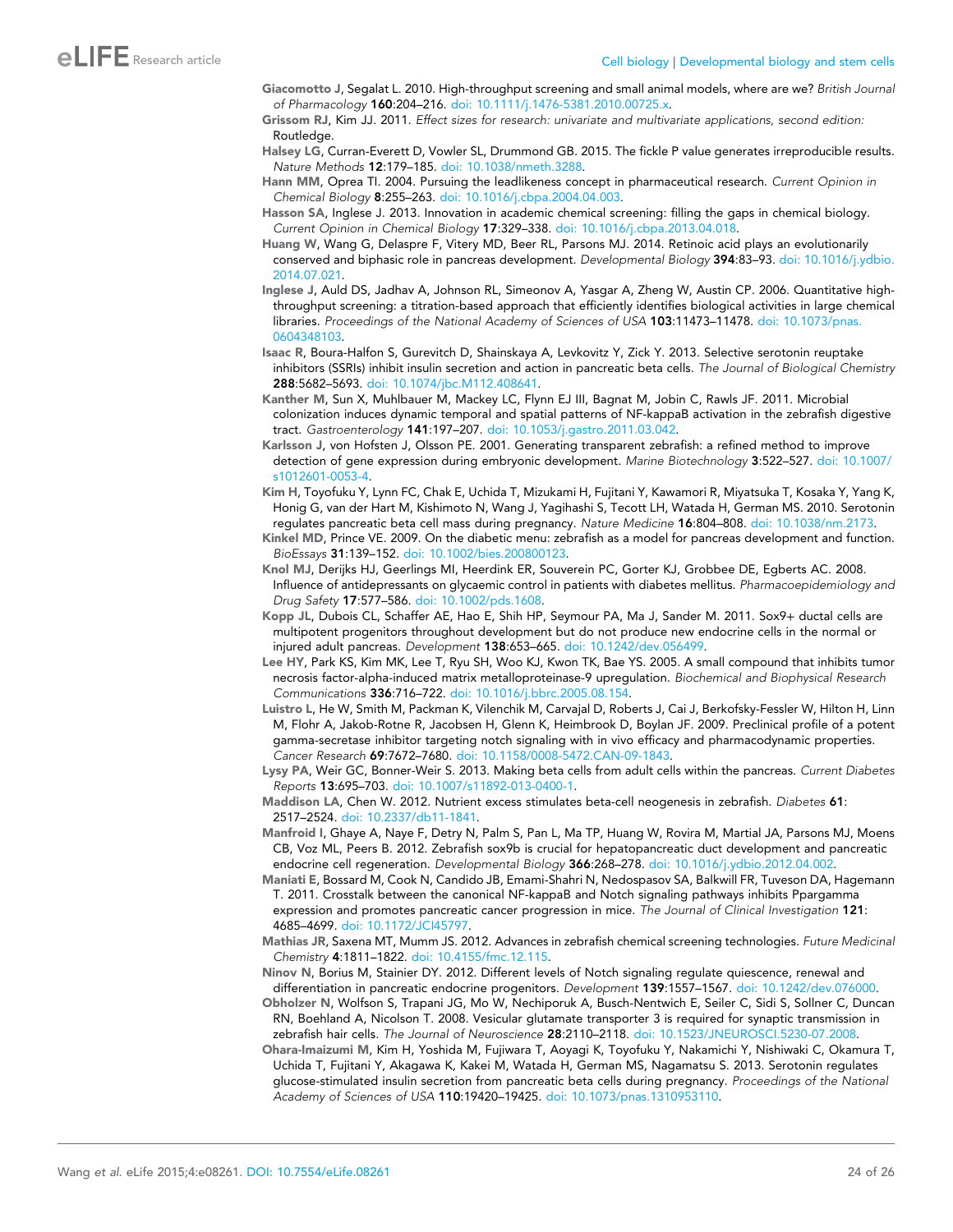Giacomotto J, Segalat L. 2010. High-throughput screening and small animal models, where are we? *British Journal of Pharmacology* **160**:204–216. doi: 10.1111/j.1476-5381.2010.00725.x.

Grissom RJ, Kim JJ. 2011. *Effect sizes for research: univariate and multivariate applications, second edition:* Routledge.

Halsey LG, Curran-Everett D, Vowler SL, Drummond GB. 2015. The fickle P value generates irreproducible results. *Nature Methods* **12**:179–185. doi: 10.1038/nmeth.3288.

Hann MM, Oprea TI. 2004. Pursuing the leadlikeness concept in pharmaceutical research. *Current Opinion in Chemical Biology* **8**:255–263. doi: 10.1016/j.cbpa.2004.04.003.

Hasson SA, Inglese J. 2013. Innovation in academic chemical screening: filling the gaps in chemical biology. *Current Opinion in Chemical Biology* **17**:329–338. doi: 10.1016/j.cbpa.2013.04.018.

Huang W, Wang G, Delaspre F, Vitery MD, Beer RL, Parsons MJ. 2014. Retinoic acid plays an evolutionarily conserved and biphasic role in pancreas development. *Developmental Biology* **394**:83–93. doi: 10.1016/j.ydbio.2014.07.021.

Inglese J, Auld DS, Jadhav A, Johnson RL, Simeonov A, Yasgar A, Zheng W, Austin CP. 2006. Quantitative high-throughput screening: a titration-based approach that efficiently identifies biological activities in large chemical libraries. *Proceedings of the National Academy of Sciences of USA* **103**:11473–11478. doi: 10.1073/pnas.0604348103.

Isaac R, Boura-Halfon S, Gurevitch D, Shainskaya A, Levkovitz Y, Zick Y. 2013. Selective serotonin reuptake inhibitors (SSRIs) inhibit insulin secretion and action in pancreatic beta cells. *The Journal of Biological Chemistry* **288**:5682–5693. doi: 10.1074/jbc.M112.408641.

Kanther M, Sun X, Muhlbauer M, Mackey LC, Flynn EJ III, Bagnat M, Jobin C, Rawls JF. 2011. Microbial colonization induces dynamic temporal and spatial patterns of NF-kappaB activation in the zebrafish digestive tract. *Gastroenterology* **141**:197–207. doi: 10.1053/j.gastro.2011.03.042.

Karlsson J, von Hofsten J, Olsson PE. 2001. Generating transparent zebrafish: a refined method to improve detection of gene expression during embryonic development. *Marine Biotechnology* **3**:522–527. doi: 10.1007/s1012601-0053-4.

Kim H, Toyofuku Y, Lynn FC, Chak E, Uchida T, Mizukami H, Fujitani Y, Kawamori R, Miyatsuka T, Kosaka Y, Yang K, Honig G, van der Hart M, Kishimoto N, Wang J, Yagihashi S, Tecott LH, Watada H, German MS. 2010. Serotonin regulates pancreatic beta cell mass during pregnancy. *Nature Medicine* **16**:804–808. doi: 10.1038/nm.2173.

Kinkel MD, Prince VE. 2009. On the diabetic menu: zebrafish as a model for pancreas development and function. *BioEssays* **31**:139–152. doi: 10.1002/bies.200800123.

Knol MJ, Derijks HJ, Geerlings MI, Heerdink ER, Souverein PC, Gorter KJ, Grobbee DE, Egberts AC. 2008. Influence of antidepressants on glycaemic control in patients with diabetes mellitus. *Pharmacoepidemiology and Drug Safety* **17**:577–586. doi: 10.1002/pds.1608.

Kopp JL, Dubois CL, Schaffer AE, Hao E, Shih HP, Seymour PA, Ma J, Sander M. 2011. Sox9+ ductal cells are multipotent progenitors throughout development but do not produce new endocrine cells in the normal or injured adult pancreas. *Development* **138**:653–665. doi: 10.1242/dev.056499.

Lee HY, Park KS, Kim MK, Lee T, Ryu SH, Woo KJ, Kwon TK, Bae YS. 2005. A small compound that inhibits tumor necrosis factor-alpha-induced matrix metalloproteinase-9 upregulation. *Biochemical and Biophysical Research Communications* **336**:716–722. doi: 10.1016/j.bbrc.2005.08.154.

Luistro L, He W, Smith M, Packman K, Vilenchik M, Carvajal D, Roberts J, Cai J, Berkofsky-Fessler W, Hilton H, Linn M, Flohr A, Jakob-Rotne R, Jacobsen H, Glenn K, Heimbrook D, Boylan JF. 2009. Preclinical profile of a potent gamma-secretase inhibitor targeting notch signaling with in vivo efficacy and pharmacodynamic properties. *Cancer Research* **69**:7672–7680. doi: 10.1158/0008-5472.CAN-09-1843.

Lysy PA, Weir GC, Bonner-Weir S. 2013. Making beta cells from adult cells within the pancreas. *Current Diabetes Reports* **13**:695–703. doi: 10.1007/s11892-013-0400-1.

Maddison LA, Chen W. 2012. Nutrient excess stimulates beta-cell neogenesis in zebrafish. *Diabetes* **61**:2517–2524. doi: 10.2337/db11-1841.

Manfroid I, Ghaye A, Naye F, Detry N, Palm S, Pan L, Ma TP, Huang W, Rovira M, Martial JA, Parsons MJ, Moens CB, Voz ML, Peers B. 2012. Zebrafish sox9b is crucial for hepatopancreatic duct development and pancreatic endocrine cell regeneration. *Developmental Biology* **366**:268–278. doi: 10.1016/j.ydbio.2012.04.002.

Maniati E, Bossard M, Cook N, Candido JB, Emami-Shahri N, Nedospasov SA, Balkwill FR, Tuveson DA, Hagemann T. 2011. Crosstalk between the canonical NF-kappaB and Notch signaling pathways inhibits Ppargamma expression and promotes pancreatic cancer progression in mice. *The Journal of Clinical Investigation* **121**:4685–4699. doi: 10.1172/JCI45797.

Mathias JR, Saxena MT, Mumm JS. 2012. Advances in zebrafish chemical screening technologies. *Future Medicinal Chemistry* **4**:1811–1822. doi: 10.4155/fmc.12.115.

Ninov N, Borius M, Stainier DY. 2012. Different levels of Notch signaling regulate quiescence, renewal and differentiation in pancreatic endocrine progenitors. *Development* **139**:1557–1567. doi: 10.1242/dev.076000.

Obholzer N, Wolfson S, Trapani JG, Mo W, Nechiporuk A, Busch-Nentwich E, Seiler C, Sidi S, Sollner C, Duncan RN, Boehland A, Nicolson T. 2008. Vesicular glutamate transporter 3 is required for synaptic transmission in zebrafish hair cells. *The Journal of Neuroscience* **28**:2110–2118. doi: 10.1523/JNEUROSCI.5230-07.2008.

Ohara-Imaizumi M, Kim H, Yoshida M, Fujiwara T, Aoyagi K, Toyofuku Y, Nakamichi Y, Nishiwaki C, Okamura T, Uchida T, Fujitani Y, Akagawa K, Kakei M, Watada H, German MS, Nagamatsu S. 2013. Serotonin regulates glucose-stimulated insulin secretion from pancreatic beta cells during pregnancy. *Proceedings of the National Academy of Sciences of USA* **110**:19420–19425. doi: 10.1073/pnas.1310953110.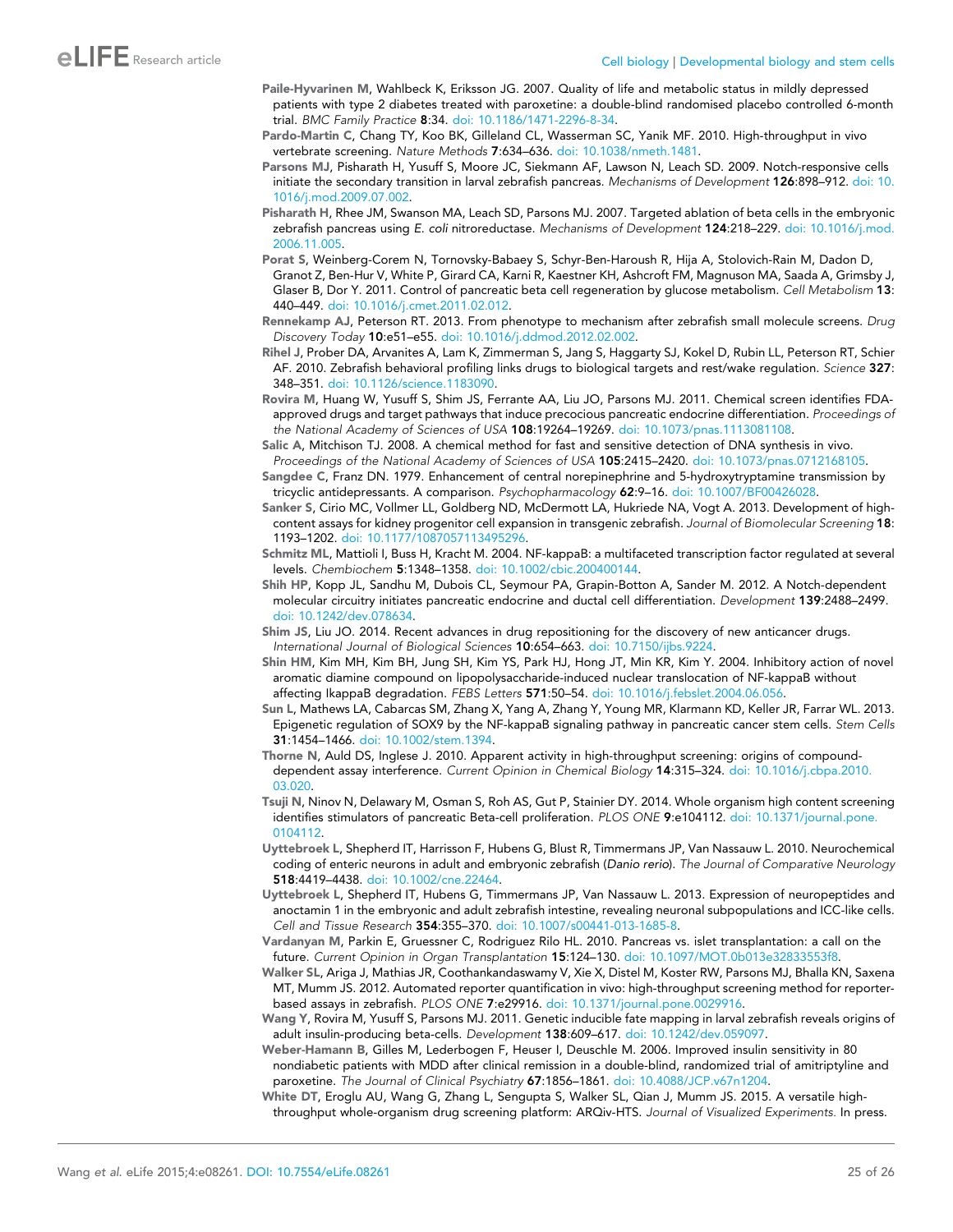Paile-Hyvarinen M, Wahlbeck K, Eriksson JG. 2007. Quality of life and metabolic status in mildly depressed patients with type 2 diabetes treated with paroxetine: a double-blind randomised placebo controlled 6-month trial. *BMC Family Practice* **8**:34. doi: 10.1186/1471-2296-8-34.

Pardo-Martin C, Chang TY, Koo BK, Gilleland CL, Wasserman SC, Yanik MF. 2010. High-throughput in vivo vertebrate screening. *Nature Methods* **7**:634–636. doi: 10.1038/nmeth.1481.

Parsons MJ, Pisharath H, Yusuff S, Moore JC, Siekmann AF, Lawson N, Leach SD. 2009. Notch-responsive cells initiate the secondary transition in larval zebrafish pancreas. *Mechanisms of Development* **126**:898–912. doi: 10.1016/j.mod.2009.07.002.

Pisharath H, Rhee JM, Swanson MA, Leach SD, Parsons MJ. 2007. Targeted ablation of beta cells in the embryonic zebrafish pancreas using *E. coli* nitroreductase. *Mechanisms of Development* **124**:218–229. doi: 10.1016/j.mod.2006.11.005.

Porat S, Weinberg-Corem N, Tornovsky-Babaey S, Schyr-Ben-Haroush R, Hija A, Stolovich-Rain M, Dadon D, Granot Z, Ben-Hur V, White P, Girard CA, Karni R, Kaestner KH, Ashcroft FM, Magnuson MA, Saada A, Grimsby J, Glaser B, Dor Y. 2011. Control of pancreatic beta cell regeneration by glucose metabolism. *Cell Metabolism* **13**:440–449. doi: 10.1016/j.cmet.2011.02.012.

Rennekamp AJ, Peterson RT. 2013. From phenotype to mechanism after zebrafish small molecule screens. *Drug Discovery Today* **10**:e51–e55. doi: 10.1016/j.ddmod.2012.02.002.

Rihel J, Prober DA, Arvanites A, Lam K, Zimmerman S, Jang S, Haggarty SJ, Kokel D, Rubin LL, Peterson RT, Schier AF. 2010. Zebrafish behavioral profiling links drugs to biological targets and rest/wake regulation. *Science* **327**:348–351. doi: 10.1126/science.1183090.

Rovira M, Huang W, Yusuff S, Shim JS, Ferrante AA, Liu JO, Parsons MJ. 2011. Chemical screen identifies FDA-approved drugs and target pathways that induce precocious pancreatic endocrine differentiation. *Proceedings of the National Academy of Sciences of USA* **108**:19264–19269. doi: 10.1073/pnas.1113081108.

Salic A, Mitchison TJ. 2008. A chemical method for fast and sensitive detection of DNA synthesis in vivo. *Proceedings of the National Academy of Sciences of USA* **105**:2415–2420. doi: 10.1073/pnas.0712168105.

Sangdee C, Franz DN. 1979. Enhancement of central norepinephrine and 5-hydroxytryptamine transmission by tricyclic antidepressants. A comparison. *Psychopharmacology* **62**:9–16. doi: 10.1007/BF00426028.

Sanker S, Cirio MC, Vollmer LL, Goldberg ND, McDermott LA, Hukriede NA, Vogt A. 2013. Development of high-content assays for kidney progenitor cell expansion in transgenic zebrafish. *Journal of Biomolecular Screening* **18**:1193–1202. doi: 10.1177/1087057113495296.

Schmitz ML, Mattioli I, Buss H, Kracht M. 2004. NF-kappaB: a multifaceted transcription factor regulated at several levels. *Chembiochem* **5**:1348–1358. doi: 10.1002/cbic.200400144.

Shih HP, Kopp JL, Sandhu M, Dubois CL, Seymour PA, Grapin-Botton A, Sander M. 2012. A Notch-dependent molecular circuitry initiates pancreatic endocrine and ductal cell differentiation. *Development* **139**:2488–2499. doi: 10.1242/dev.078634.

Shim JS, Liu JO. 2014. Recent advances in drug repositioning for the discovery of new anticancer drugs. *International Journal of Biological Sciences* **10**:654–663. doi: 10.7150/ijbs.9224.

Shin HM, Kim MH, Kim BH, Jung SH, Kim YS, Park HJ, Hong JT, Min KR, Kim Y. 2004. Inhibitory action of novel aromatic diamine compound on lipopolysaccharide-induced nuclear translocation of NF-kappaB without affecting IkappaB degradation. *FEBS Letters* **571**:50–54. doi: 10.1016/j.febslet.2004.06.056.

Sun L, Mathews LA, Cabarcas SM, Zhang X, Yang A, Zhang Y, Young MR, Klarmann KD, Keller JR, Farrar WL. 2013. Epigenetic regulation of SOX9 by the NF-kappaB signaling pathway in pancreatic cancer stem cells. *Stem Cells* **31**:1454–1466. doi: 10.1002/stem.1394.

Thorne N, Auld DS, Inglese J. 2010. Apparent activity in high-throughput screening: origins of compound-dependent assay interference. *Current Opinion in Chemical Biology* **14**:315–324. doi: 10.1016/j.cbpa.2010.03.020.

Tsuji N, Ninov N, Delawary M, Osman S, Roh AS, Gut P, Stainier DY. 2014. Whole organism high content screening identifies stimulators of pancreatic Beta-cell proliferation. *PLOS ONE* **9**:e104112. doi: 10.1371/journal.pone.0104112.

Uyttebroek L, Shepherd IT, Harrisson F, Hubens G, Blust R, Timmermans JP, Van Nassauw L. 2010. Neurochemical coding of enteric neurons in adult and embryonic zebrafish (*Danio rerio*). *The Journal of Comparative Neurology* **518**:4419–4438. doi: 10.1002/cne.22464.

Uyttebroek L, Shepherd IT, Hubens G, Timmermans JP, Van Nassauw L. 2013. Expression of neuropeptides and anoctamin 1 in the embryonic and adult zebrafish intestine, revealing neuronal subpopulations and ICC-like cells. *Cell and Tissue Research* **354**:355–370. doi: 10.1007/s00441-013-1685-8.

Vardanyan M, Parkin E, Gruessner C, Rodriguez Rilo HL. 2010. Pancreas vs. islet transplantation: a call on the future. *Current Opinion in Organ Transplantation* **15**:124–130. doi: 10.1097/MOT.0b013e32833553f8.

Walker SL, Ariga J, Mathias JR, Coothankandaswamy V, Xie X, Distel M, Koster RW, Parsons MJ, Bhalla KN, Saxena MT, Mumm JS. 2012. Automated reporter quantification in vivo: high-throughput screening method for reporter-based assays in zebrafish. *PLOS ONE* **7**:e29916. doi: 10.1371/journal.pone.0029916.

Wang Y, Rovira M, Yusuff S, Parsons MJ. 2011. Genetic inducible fate mapping in larval zebrafish reveals origins of adult insulin-producing beta-cells. *Development* **138**:609–617. doi: 10.1242/dev.059097.

Weber-Hamann B, Gilles M, Lederbogen F, Heuser I, Deuschle M. 2006. Improved insulin sensitivity in 80 nondiabetic patients with MDD after clinical remission in a double-blind, randomized trial of amitriptyline and paroxetine. *The Journal of Clinical Psychiatry* **67**:1856–1861. doi: 10.4088/JCP.v67n1204.

White DT, Eroglu AU, Wang G, Zhang L, Sengupta S, Walker SL, Qian J, Mumm JS. 2015. A versatile high-throughput whole-organism drug screening platform: ARQiv-HTS. *Journal of Visualized Experiments*. In press.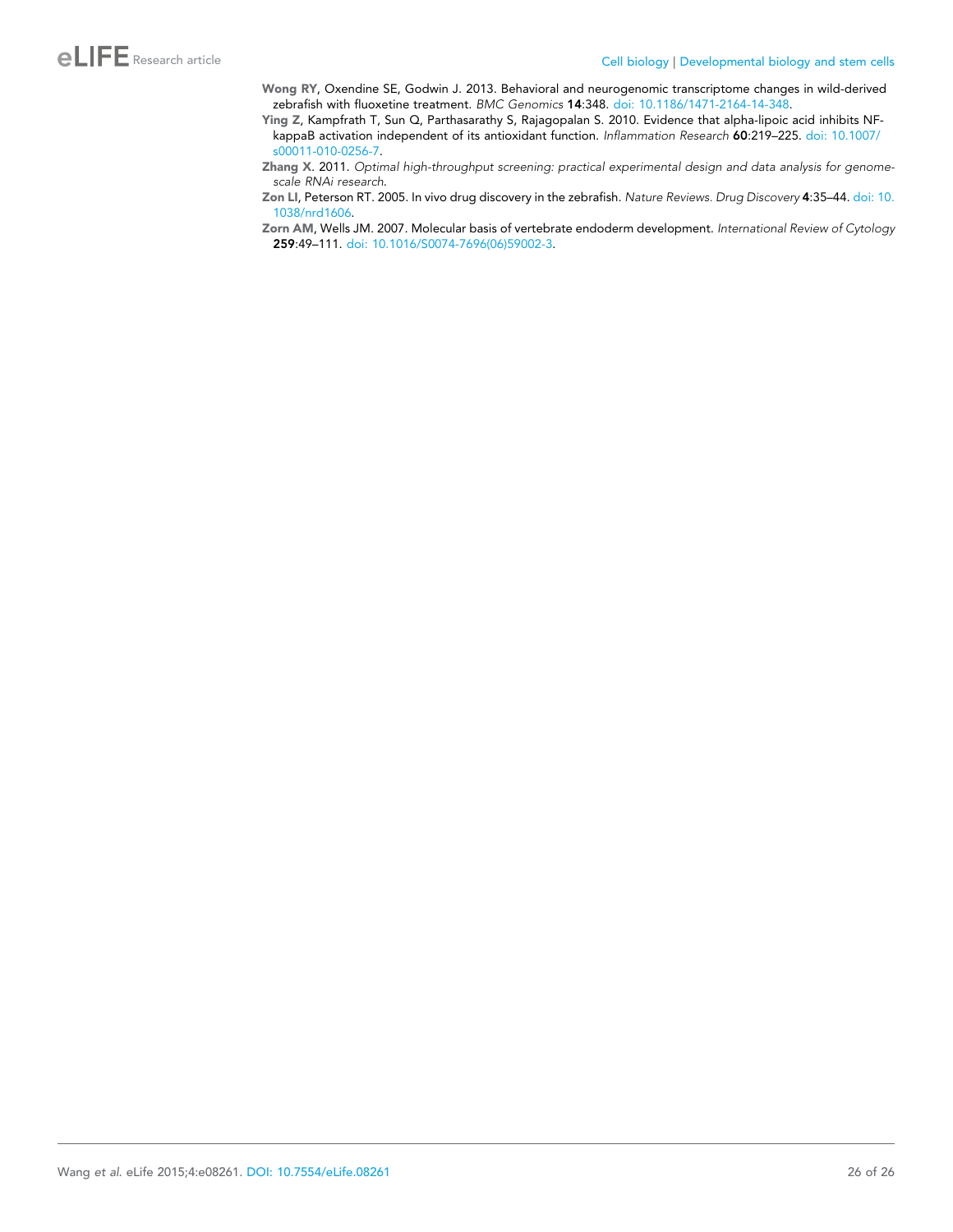**Wong RY**, Oxendine SE, Godwin J. 2013. Behavioral and neurogenomic transcriptome changes in wild-derived zebrafish with fluoxetine treatment. *BMC Genomics* **14**:348. doi: 10.1186/1471-2164-14-348.

**Ying Z**, Kampfrath T, Sun Q, Parthasarathy S, Rajagopalan S. 2010. Evidence that alpha-lipoic acid inhibits NF-kappaB activation independent of its antioxidant function. *Inflammation Research* **60**:219–225. doi: 10.1007/s00011-010-0256-7.

**Zhang X**. 2011. *Optimal high-throughput screening: practical experimental design and data analysis for genome-scale RNAi research*.

**Zon LI**, Peterson RT. 2005. In vivo drug discovery in the zebrafish. *Nature Reviews. Drug Discovery* **4**:35–44. doi: 10.1038/nrd1606.

**Zorn AM**, Wells JM. 2007. Molecular basis of vertebrate endoderm development. *International Review of Cytology* **259**:49–111. doi: 10.1016/S0074-7696(06)59002-3.